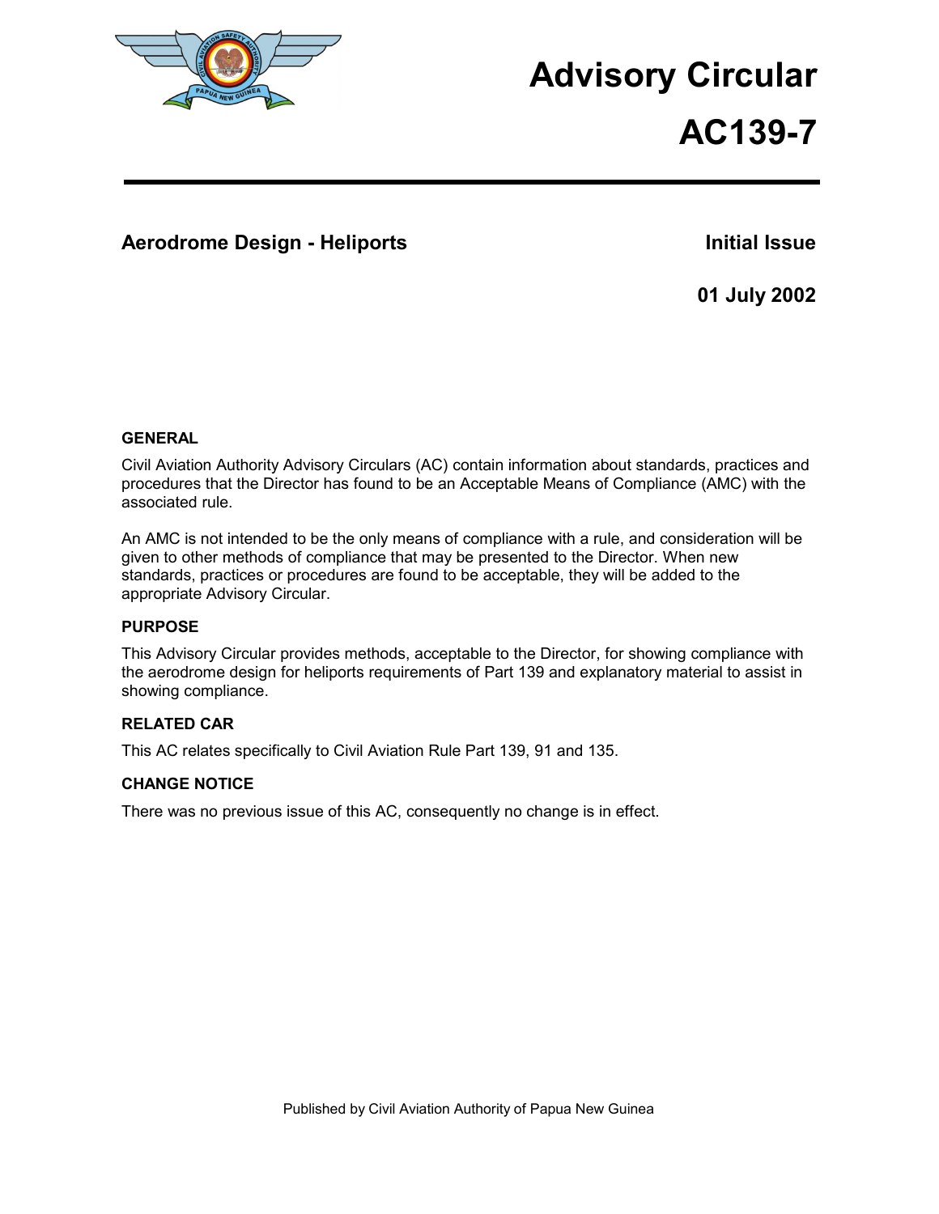# Advisory Circular

# AC139-7

## Aerodrome Design - Heliports

**Initial Issue**

**01 July 2002**

### GENERAL

Civil Aviation Authority Advisory Circulars (AC) contain information about standards, practices and procedures that the Director has found to be an Acceptable Means of Compliance (AMC) with the associated rule.

An AMC is not intended to be the only means of compliance with a rule, and consideration will be given to other methods of compliance that may be presented to the Director. When new standards, practices or procedures are found to be acceptable, they will be added to the appropriate Advisory Circular.

### PURPOSE

This Advisory Circular provides methods, acceptable to the Director, for showing compliance with the aerodrome design for heliports requirements of Part 139 and explanatory material to assist in showing compliance.

### RELATED CAR

This AC relates specifically to Civil Aviation Rule Part 139, 91 and 135.

### CHANGE NOTICE

There was no previous issue of this AC, consequently no change is in effect.

Published by Civil Aviation Authority of Papua New Guinea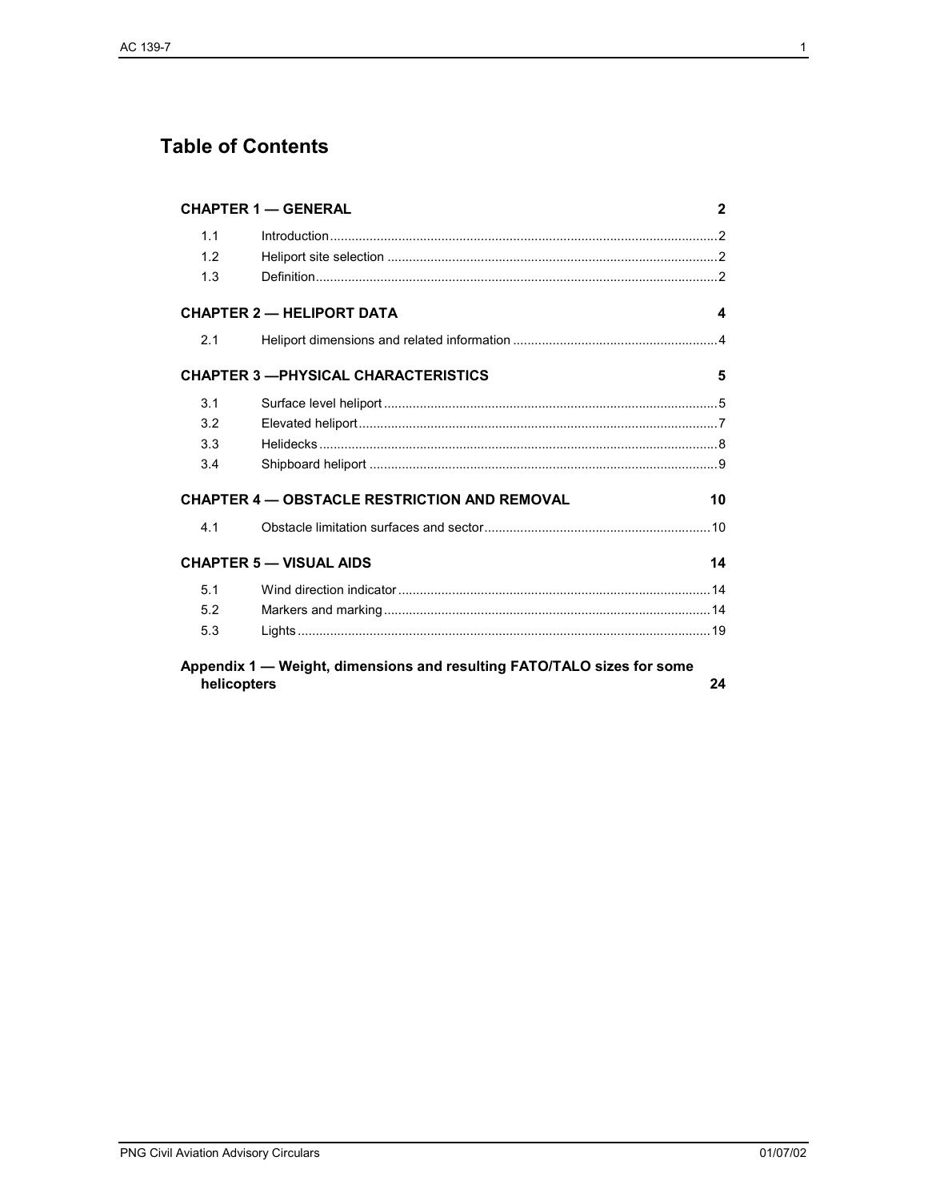# Table of Contents

| | | |
|---|---|---|
| **CHAPTER 1 — GENERAL** | | **2** |
| 1.1 | Introduction | 2 |
| 1.2 | Heliport site selection | 2 |
| 1.3 | Definition | 2 |
| **CHAPTER 2 — HELIPORT DATA** | | **4** |
| 2.1 | Heliport dimensions and related information | 4 |
| **CHAPTER 3 —PHYSICAL CHARACTERISTICS** | | **5** |
| 3.1 | Surface level heliport | 5 |
| 3.2 | Elevated heliport | 7 |
| 3.3 | Helidecks | 8 |
| 3.4 | Shipboard heliport | 9 |
| **CHAPTER 4 — OBSTACLE RESTRICTION AND REMOVAL** | | **10** |
| 4.1 | Obstacle limitation surfaces and sector | 10 |
| **CHAPTER 5 — VISUAL AIDS** | | **14** |
| 5.1 | Wind direction indicator | 14 |
| 5.2 | Markers and marking | 14 |
| 5.3 | Lights | 19 |
| **Appendix 1 — Weight, dimensions and resulting FATO/TALO sizes for some helicopters** | | **24** |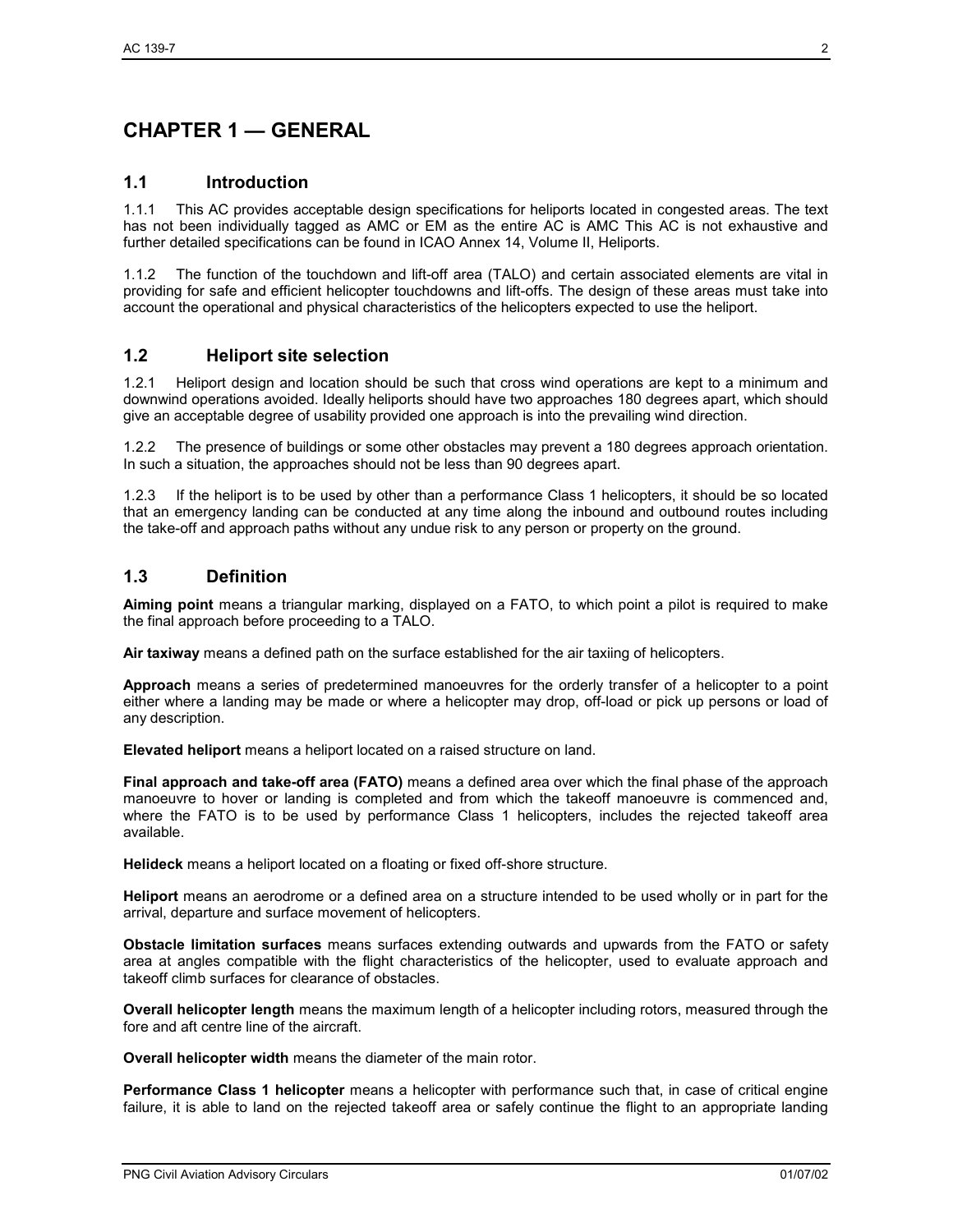# CHAPTER 1 — GENERAL

## 1.1 Introduction

1.1.1 This AC provides acceptable design specifications for heliports located in congested areas. The text has not been individually tagged as AMC or EM as the entire AC is AMC This AC is not exhaustive and further detailed specifications can be found in ICAO Annex 14, Volume II, Heliports.

1.1.2 The function of the touchdown and lift-off area (TALO) and certain associated elements are vital in providing for safe and efficient helicopter touchdowns and lift-offs. The design of these areas must take into account the operational and physical characteristics of the helicopters expected to use the heliport.

## 1.2 Heliport site selection

1.2.1 Heliport design and location should be such that cross wind operations are kept to a minimum and downwind operations avoided. Ideally heliports should have two approaches 180 degrees apart, which should give an acceptable degree of usability provided one approach is into the prevailing wind direction.

1.2.2 The presence of buildings or some other obstacles may prevent a 180 degrees approach orientation. In such a situation, the approaches should not be less than 90 degrees apart.

1.2.3 If the heliport is to be used by other than a performance Class 1 helicopters, it should be so located that an emergency landing can be conducted at any time along the inbound and outbound routes including the take-off and approach paths without any undue risk to any person or property on the ground.

## 1.3 Definition

**Aiming point** means a triangular marking, displayed on a FATO, to which point a pilot is required to make the final approach before proceeding to a TALO.

**Air taxiway** means a defined path on the surface established for the air taxiing of helicopters.

**Approach** means a series of predetermined manoeuvres for the orderly transfer of a helicopter to a point either where a landing may be made or where a helicopter may drop, off-load or pick up persons or load of any description.

**Elevated heliport** means a heliport located on a raised structure on land.

**Final approach and take-off area (FATO)** means a defined area over which the final phase of the approach manoeuvre to hover or landing is completed and from which the takeoff manoeuvre is commenced and, where the FATO is to be used by performance Class 1 helicopters, includes the rejected takeoff area available.

**Helideck** means a heliport located on a floating or fixed off-shore structure.

**Heliport** means an aerodrome or a defined area on a structure intended to be used wholly or in part for the arrival, departure and surface movement of helicopters.

**Obstacle limitation surfaces** means surfaces extending outwards and upwards from the FATO or safety area at angles compatible with the flight characteristics of the helicopter, used to evaluate approach and takeoff climb surfaces for clearance of obstacles.

**Overall helicopter length** means the maximum length of a helicopter including rotors, measured through the fore and aft centre line of the aircraft.

**Overall helicopter width** means the diameter of the main rotor.

**Performance Class 1 helicopter** means a helicopter with performance such that, in case of critical engine failure, it is able to land on the rejected takeoff area or safely continue the flight to an appropriate landing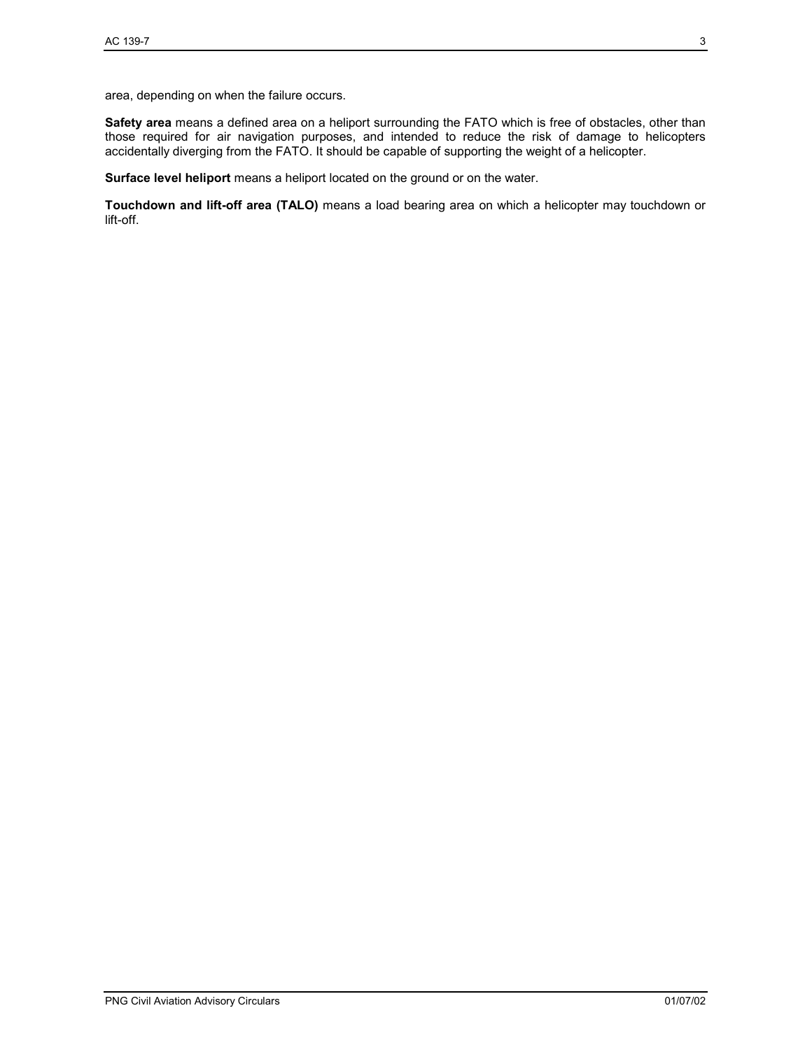area, depending on when the failure occurs.

**Safety area** means a defined area on a heliport surrounding the FATO which is free of obstacles, other than those required for air navigation purposes, and intended to reduce the risk of damage to helicopters accidentally diverging from the FATO. It should be capable of supporting the weight of a helicopter.

**Surface level heliport** means a heliport located on the ground or on the water.

**Touchdown and lift-off area (TALO)** means a load bearing area on which a helicopter may touchdown or lift-off.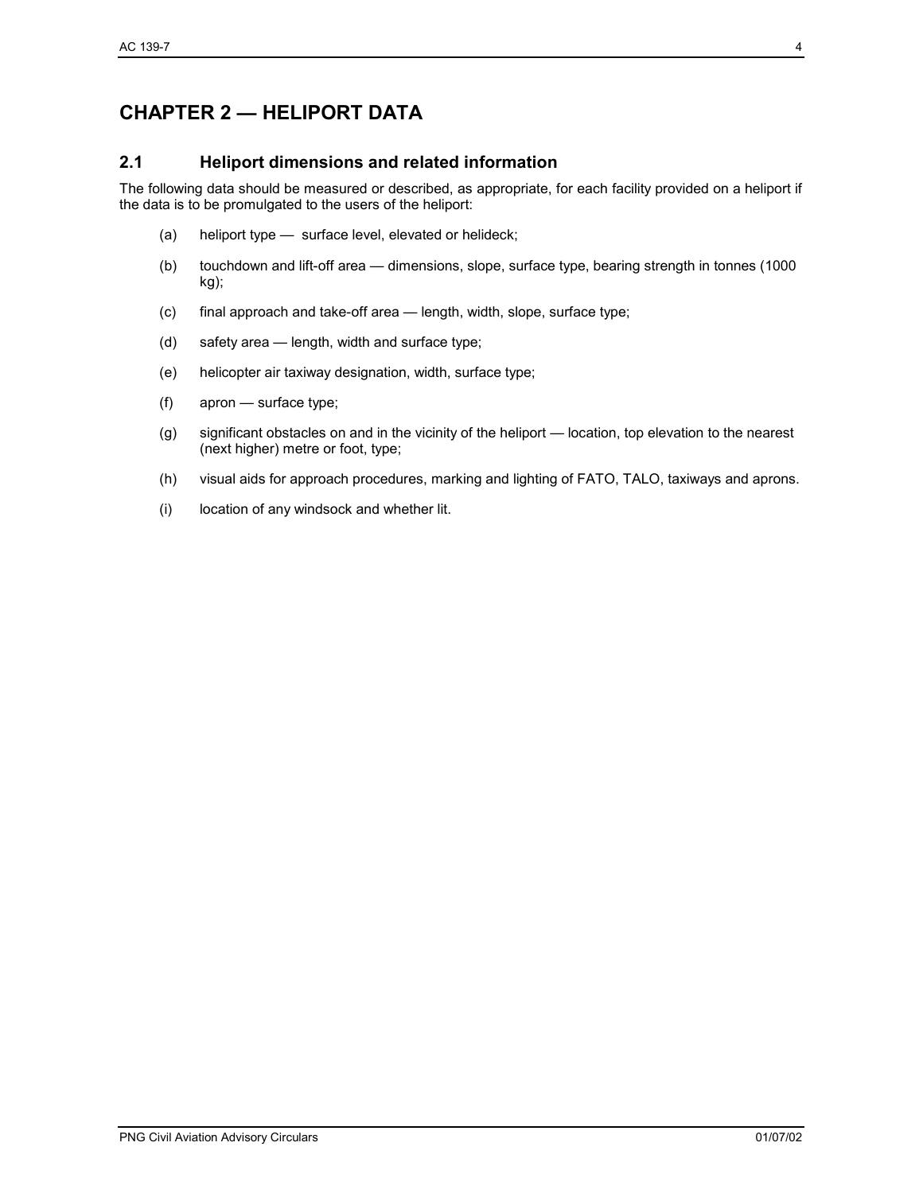# CHAPTER 2 — HELIPORT DATA

## 2.1 Heliport dimensions and related information

The following data should be measured or described, as appropriate, for each facility provided on a heliport if the data is to be promulgated to the users of the heliport:

(a) heliport type — surface level, elevated or helideck;

(b) touchdown and lift-off area — dimensions, slope, surface type, bearing strength in tonnes (1000 kg);

(c) final approach and take-off area — length, width, slope, surface type;

(d) safety area — length, width and surface type;

(e) helicopter air taxiway designation, width, surface type;

(f) apron — surface type;

(g) significant obstacles on and in the vicinity of the heliport — location, top elevation to the nearest (next higher) metre or foot, type;

(h) visual aids for approach procedures, marking and lighting of FATO, TALO, taxiways and aprons.

(i) location of any windsock and whether lit.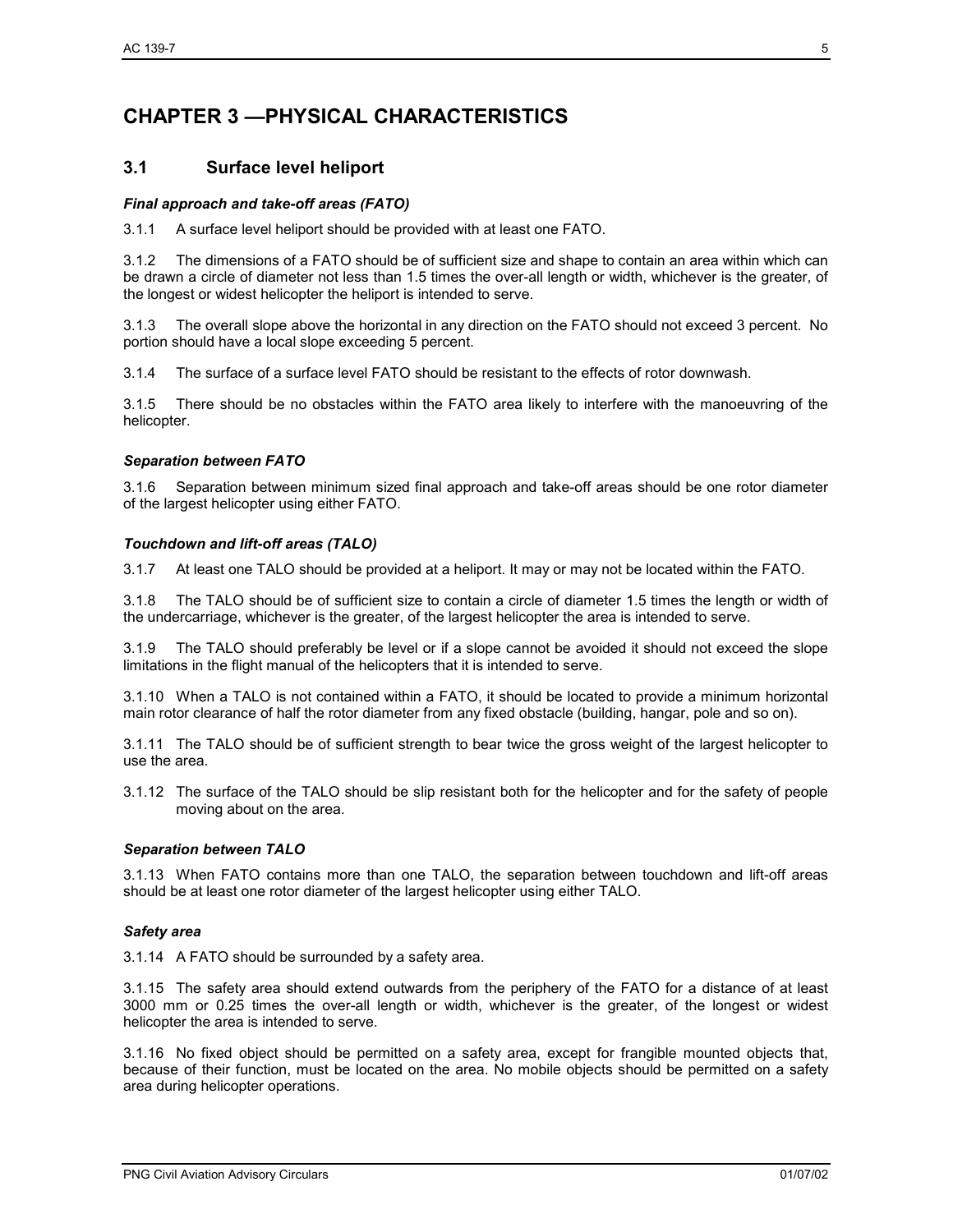# CHAPTER 3 —PHYSICAL CHARACTERISTICS

## 3.1 Surface level heliport

### *Final approach and take-off areas (FATO)*

3.1.1 A surface level heliport should be provided with at least one FATO.

3.1.2 The dimensions of a FATO should be of sufficient size and shape to contain an area within which can be drawn a circle of diameter not less than 1.5 times the over-all length or width, whichever is the greater, of the longest or widest helicopter the heliport is intended to serve.

3.1.3 The overall slope above the horizontal in any direction on the FATO should not exceed 3 percent. No portion should have a local slope exceeding 5 percent.

3.1.4 The surface of a surface level FATO should be resistant to the effects of rotor downwash.

3.1.5 There should be no obstacles within the FATO area likely to interfere with the manoeuvring of the helicopter.

### *Separation between FATO*

3.1.6 Separation between minimum sized final approach and take-off areas should be one rotor diameter of the largest helicopter using either FATO.

### *Touchdown and lift-off areas (TALO)*

3.1.7 At least one TALO should be provided at a heliport. It may or may not be located within the FATO.

3.1.8 The TALO should be of sufficient size to contain a circle of diameter 1.5 times the length or width of the undercarriage, whichever is the greater, of the largest helicopter the area is intended to serve.

3.1.9 The TALO should preferably be level or if a slope cannot be avoided it should not exceed the slope limitations in the flight manual of the helicopters that it is intended to serve.

3.1.10 When a TALO is not contained within a FATO, it should be located to provide a minimum horizontal main rotor clearance of half the rotor diameter from any fixed obstacle (building, hangar, pole and so on).

3.1.11 The TALO should be of sufficient strength to bear twice the gross weight of the largest helicopter to use the area.

3.1.12 The surface of the TALO should be slip resistant both for the helicopter and for the safety of people moving about on the area.

### *Separation between TALO*

3.1.13 When FATO contains more than one TALO, the separation between touchdown and lift-off areas should be at least one rotor diameter of the largest helicopter using either TALO.

### *Safety area*

3.1.14 A FATO should be surrounded by a safety area.

3.1.15 The safety area should extend outwards from the periphery of the FATO for a distance of at least 3000 mm or 0.25 times the over-all length or width, whichever is the greater, of the longest or widest helicopter the area is intended to serve.

3.1.16 No fixed object should be permitted on a safety area, except for frangible mounted objects that, because of their function, must be located on the area. No mobile objects should be permitted on a safety area during helicopter operations.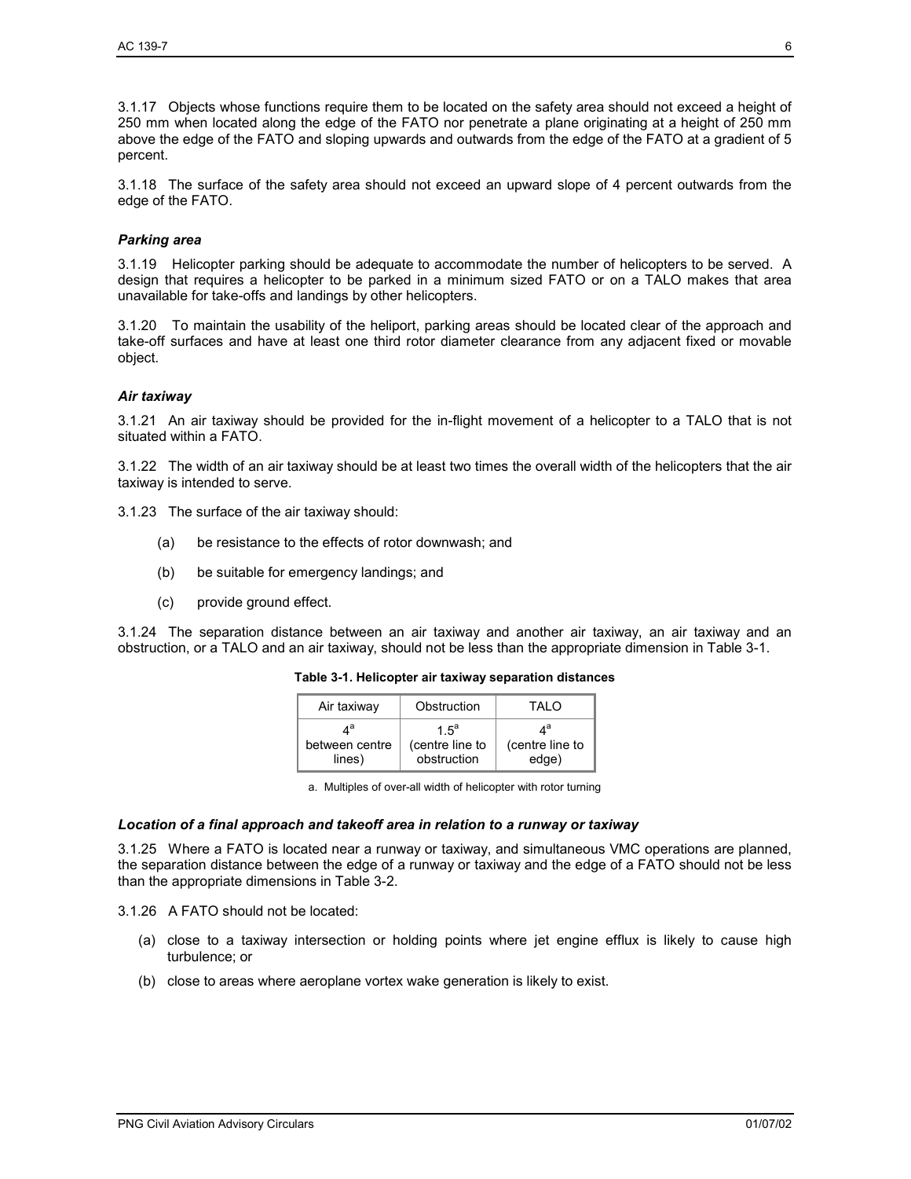3.1.17 Objects whose functions require them to be located on the safety area should not exceed a height of 250 mm when located along the edge of the FATO nor penetrate a plane originating at a height of 250 mm above the edge of the FATO and sloping upwards and outwards from the edge of the FATO at a gradient of 5 percent.

3.1.18 The surface of the safety area should not exceed an upward slope of 4 percent outwards from the edge of the FATO.

### *Parking area*

3.1.19 Helicopter parking should be adequate to accommodate the number of helicopters to be served. A design that requires a helicopter to be parked in a minimum sized FATO or on a TALO makes that area unavailable for take-offs and landings by other helicopters.

3.1.20 To maintain the usability of the heliport, parking areas should be located clear of the approach and take-off surfaces and have at least one third rotor diameter clearance from any adjacent fixed or movable object.

### *Air taxiway*

3.1.21 An air taxiway should be provided for the in-flight movement of a helicopter to a TALO that is not situated within a FATO.

3.1.22 The width of an air taxiway should be at least two times the overall width of the helicopters that the air taxiway is intended to serve.

3.1.23 The surface of the air taxiway should:

(a) be resistance to the effects of rotor downwash; and

(b) be suitable for emergency landings; and

(c) provide ground effect.

3.1.24 The separation distance between an air taxiway and another air taxiway, an air taxiway and an obstruction, or a TALO and an air taxiway, should not be less than the appropriate dimension in Table 3-1.

**Table 3-1. Helicopter air taxiway separation distances**

| Air taxiway | Obstruction | TALO |
|---|---|---|
| 4[a] between centre lines) | 1.5[a] (centre line to obstruction | 4[a] (centre line to edge) |

a. Multiples of over-all width of helicopter with rotor turning

### *Location of a final approach and takeoff area in relation to a runway or taxiway*

3.1.25 Where a FATO is located near a runway or taxiway, and simultaneous VMC operations are planned, the separation distance between the edge of a runway or taxiway and the edge of a FATO should not be less than the appropriate dimensions in Table 3-2.

3.1.26 A FATO should not be located:

(a) close to a taxiway intersection or holding points where jet engine efflux is likely to cause high turbulence; or

(b) close to areas where aeroplane vortex wake generation is likely to exist.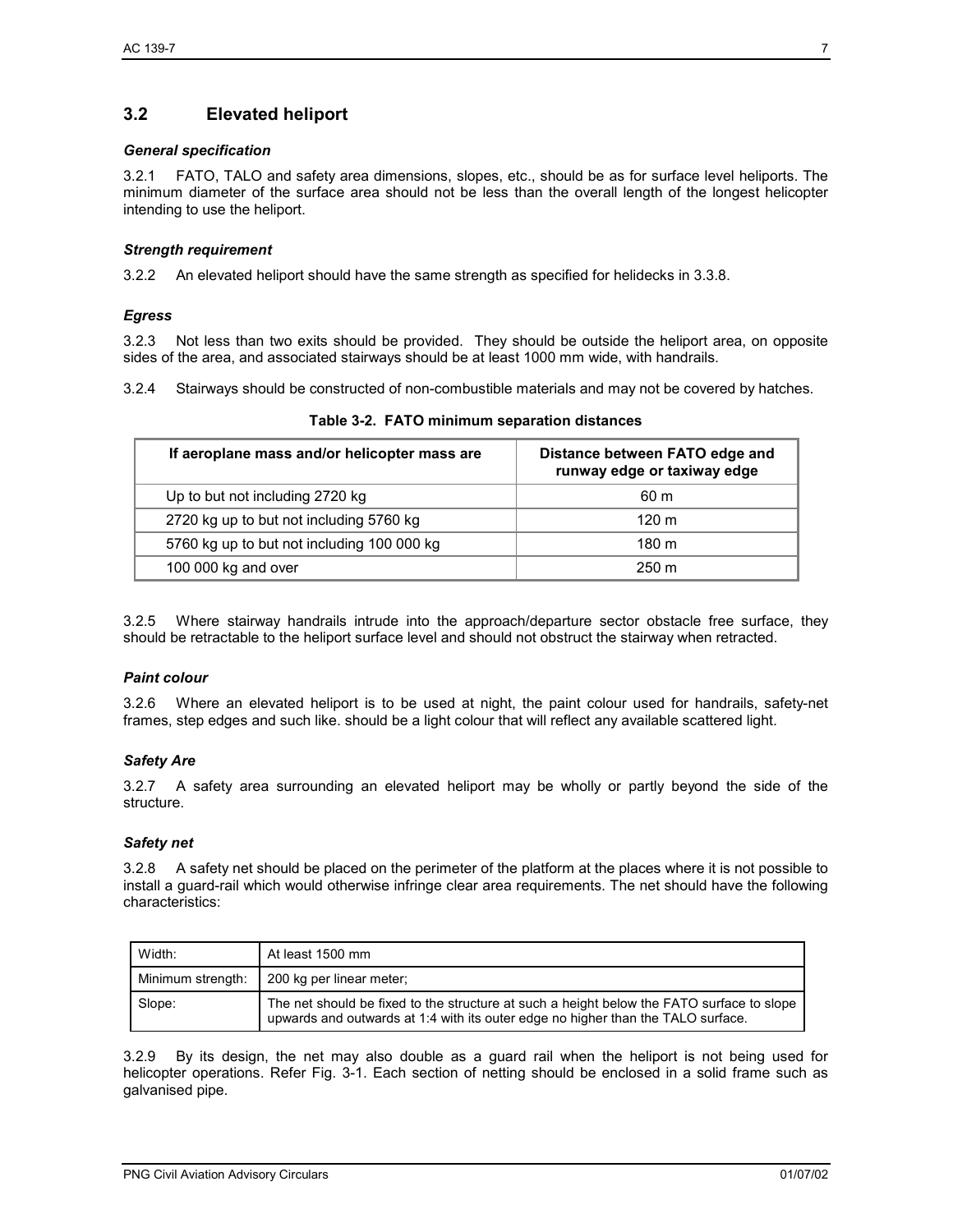## 3.2 Elevated heliport

***General specification***

3.2.1 FATO, TALO and safety area dimensions, slopes, etc., should be as for surface level heliports. The minimum diameter of the surface area should not be less than the overall length of the longest helicopter intending to use the heliport.

***Strength requirement***

3.2.2 An elevated heliport should have the same strength as specified for helidecks in 3.3.8.

***Egress***

3.2.3 Not less than two exits should be provided. They should be outside the heliport area, on opposite sides of the area, and associated stairways should be at least 1000 mm wide, with handrails.

3.2.4 Stairways should be constructed of non-combustible materials and may not be covered by hatches.

**Table 3-2. FATO minimum separation distances**

| If aeroplane mass and/or helicopter mass are | Distance between FATO edge and runway edge or taxiway edge |
|---|---|
| Up to but not including 2720 kg | 60 m |
| 2720 kg up to but not including 5760 kg | 120 m |
| 5760 kg up to but not including 100 000 kg | 180 m |
| 100 000 kg and over | 250 m |

3.2.5 Where stairway handrails intrude into the approach/departure sector obstacle free surface, they should be retractable to the heliport surface level and should not obstruct the stairway when retracted.

***Paint colour***

3.2.6 Where an elevated heliport is to be used at night, the paint colour used for handrails, safety-net frames, step edges and such like. should be a light colour that will reflect any available scattered light.

***Safety Are***

3.2.7 A safety area surrounding an elevated heliport may be wholly or partly beyond the side of the structure.

***Safety net***

3.2.8 A safety net should be placed on the perimeter of the platform at the places where it is not possible to install a guard-rail which would otherwise infringe clear area requirements. The net should have the following characteristics:

| | |
|---|---|
| Width: | At least 1500 mm |
| Minimum strength: | 200 kg per linear meter; |
| Slope: | The net should be fixed to the structure at such a height below the FATO surface to slope upwards and outwards at 1:4 with its outer edge no higher than the TALO surface. |

3.2.9 By its design, the net may also double as a guard rail when the heliport is not being used for helicopter operations. Refer Fig. 3-1. Each section of netting should be enclosed in a solid frame such as galvanised pipe.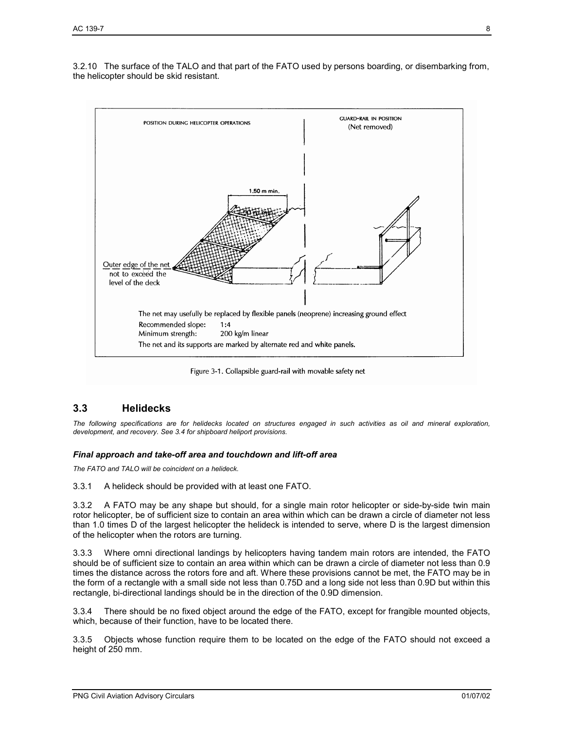3.2.10 The surface of the TALO and that part of the FATO used by persons boarding, or disembarking from, the helicopter should be skid resistant.

POSITION DURING HELICOPTER OPERATIONS

GUARD-RAIL IN POSITION (Net removed)

1.50 m min.

Outer edge of the net not to exceed the level of the deck

The net may usefully be replaced by flexible panels (neoprene) increasing ground effect

Recommended slope: 1:4

Minimum strength: 200 kg/m linear

The net and its supports are marked by alternate red and white panels.

Figure 3-1. Collapsible guard-rail with movable safety net

## 3.3 Helidecks

*The following specifications are for helidecks located on structures engaged in such activities as oil and mineral exploration, development, and recovery. See 3.4 for shipboard heliport provisions.*

### *Final approach and take-off area and touchdown and lift-off area*

*The FATO and TALO will be coincident on a helideck.*

3.3.1 A helideck should be provided with at least one FATO.

3.3.2 A FATO may be any shape but should, for a single main rotor helicopter or side-by-side twin main rotor helicopter, be of sufficient size to contain an area within which can be drawn a circle of diameter not less than 1.0 times D of the largest helicopter the helideck is intended to serve, where D is the largest dimension of the helicopter when the rotors are turning.

3.3.3 Where omni directional landings by helicopters having tandem main rotors are intended, the FATO should be of sufficient size to contain an area within which can be drawn a circle of diameter not less than 0.9 times the distance across the rotors fore and aft. Where these provisions cannot be met, the FATO may be in the form of a rectangle with a small side not less than 0.75D and a long side not less than 0.9D but within this rectangle, bi-directional landings should be in the direction of the 0.9D dimension.

3.3.4 There should be no fixed object around the edge of the FATO, except for frangible mounted objects, which, because of their function, have to be located there.

3.3.5 Objects whose function require them to be located on the edge of the FATO should not exceed a height of 250 mm.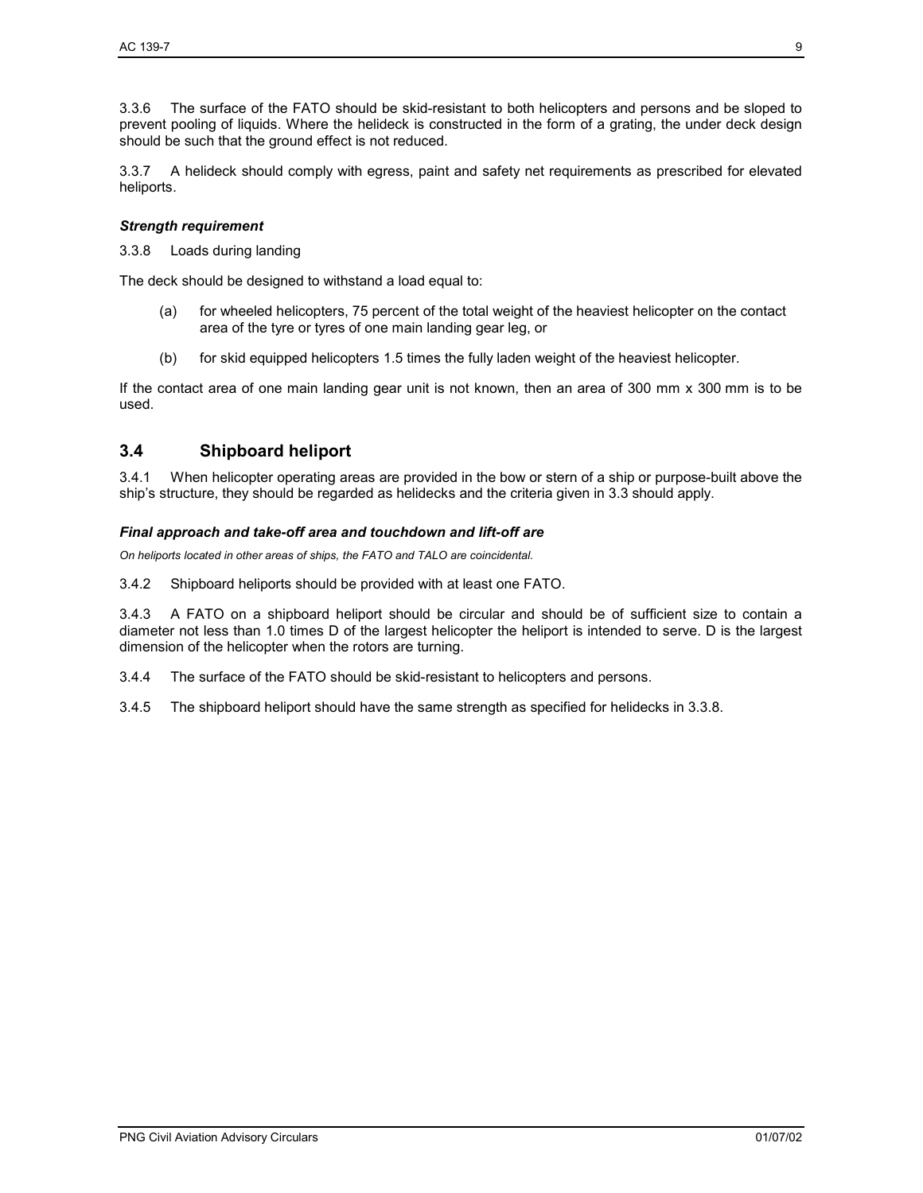3.3.6 The surface of the FATO should be skid-resistant to both helicopters and persons and be sloped to prevent pooling of liquids. Where the helideck is constructed in the form of a grating, the under deck design should be such that the ground effect is not reduced.

3.3.7 A helideck should comply with egress, paint and safety net requirements as prescribed for elevated heliports.

***Strength requirement***

3.3.8 Loads during landing

The deck should be designed to withstand a load equal to:

(a) for wheeled helicopters, 75 percent of the total weight of the heaviest helicopter on the contact area of the tyre or tyres of one main landing gear leg, or

(b) for skid equipped helicopters 1.5 times the fully laden weight of the heaviest helicopter.

If the contact area of one main landing gear unit is not known, then an area of 300 mm x 300 mm is to be used.

## 3.4 Shipboard heliport

3.4.1 When helicopter operating areas are provided in the bow or stern of a ship or purpose-built above the ship's structure, they should be regarded as helidecks and the criteria given in 3.3 should apply.

***Final approach and take-off area and touchdown and lift-off are***

*On heliports located in other areas of ships, the FATO and TALO are coincidental.*

3.4.2 Shipboard heliports should be provided with at least one FATO.

3.4.3 A FATO on a shipboard heliport should be circular and should be of sufficient size to contain a diameter not less than 1.0 times D of the largest helicopter the heliport is intended to serve. D is the largest dimension of the helicopter when the rotors are turning.

3.4.4 The surface of the FATO should be skid-resistant to helicopters and persons.

3.4.5 The shipboard heliport should have the same strength as specified for helidecks in 3.3.8.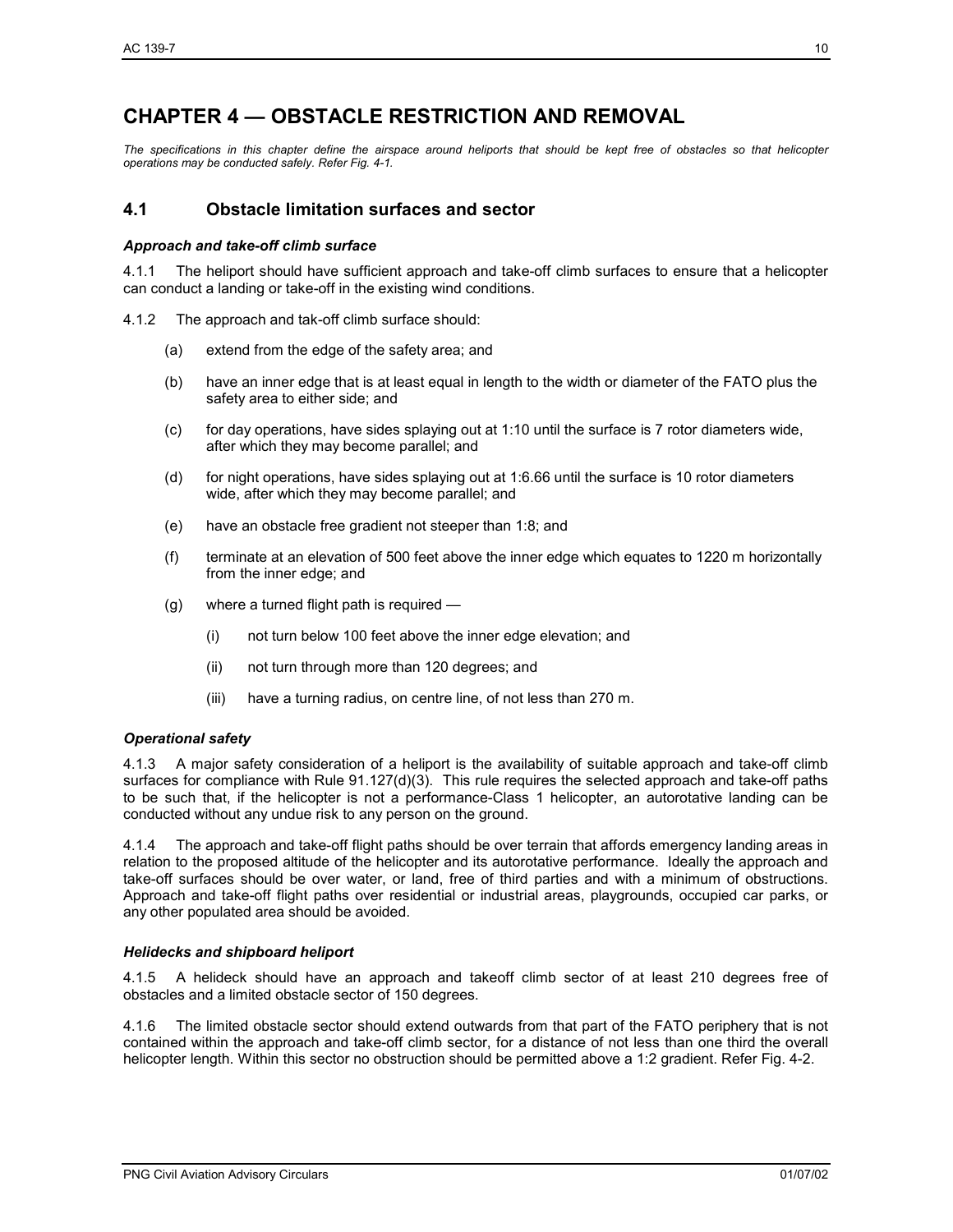# CHAPTER 4 — OBSTACLE RESTRICTION AND REMOVAL

*The specifications in this chapter define the airspace around heliports that should be kept free of obstacles so that helicopter operations may be conducted safely. Refer Fig. 4-1.*

## 4.1 Obstacle limitation surfaces and sector

### *Approach and take-off climb surface*

4.1.1 The heliport should have sufficient approach and take-off climb surfaces to ensure that a helicopter can conduct a landing or take-off in the existing wind conditions.

4.1.2 The approach and tak-off climb surface should:

(a) extend from the edge of the safety area; and

(b) have an inner edge that is at least equal in length to the width or diameter of the FATO plus the safety area to either side; and

(c) for day operations, have sides splaying out at 1:10 until the surface is 7 rotor diameters wide, after which they may become parallel; and

(d) for night operations, have sides splaying out at 1:6.66 until the surface is 10 rotor diameters wide, after which they may become parallel; and

(e) have an obstacle free gradient not steeper than 1:8; and

(f) terminate at an elevation of 500 feet above the inner edge which equates to 1220 m horizontally from the inner edge; and

(g) where a turned flight path is required —

(i) not turn below 100 feet above the inner edge elevation; and

(ii) not turn through more than 120 degrees; and

(iii) have a turning radius, on centre line, of not less than 270 m.

### *Operational safety*

4.1.3 A major safety consideration of a heliport is the availability of suitable approach and take-off climb surfaces for compliance with Rule 91.127(d)(3). This rule requires the selected approach and take-off paths to be such that, if the helicopter is not a performance-Class 1 helicopter, an autorotative landing can be conducted without any undue risk to any person on the ground.

4.1.4 The approach and take-off flight paths should be over terrain that affords emergency landing areas in relation to the proposed altitude of the helicopter and its autorotative performance. Ideally the approach and take-off surfaces should be over water, or land, free of third parties and with a minimum of obstructions. Approach and take-off flight paths over residential or industrial areas, playgrounds, occupied car parks, or any other populated area should be avoided.

### *Helidecks and shipboard heliport*

4.1.5 A helideck should have an approach and takeoff climb sector of at least 210 degrees free of obstacles and a limited obstacle sector of 150 degrees.

4.1.6 The limited obstacle sector should extend outwards from that part of the FATO periphery that is not contained within the approach and take-off climb sector, for a distance of not less than one third the overall helicopter length. Within this sector no obstruction should be permitted above a 1:2 gradient. Refer Fig. 4-2.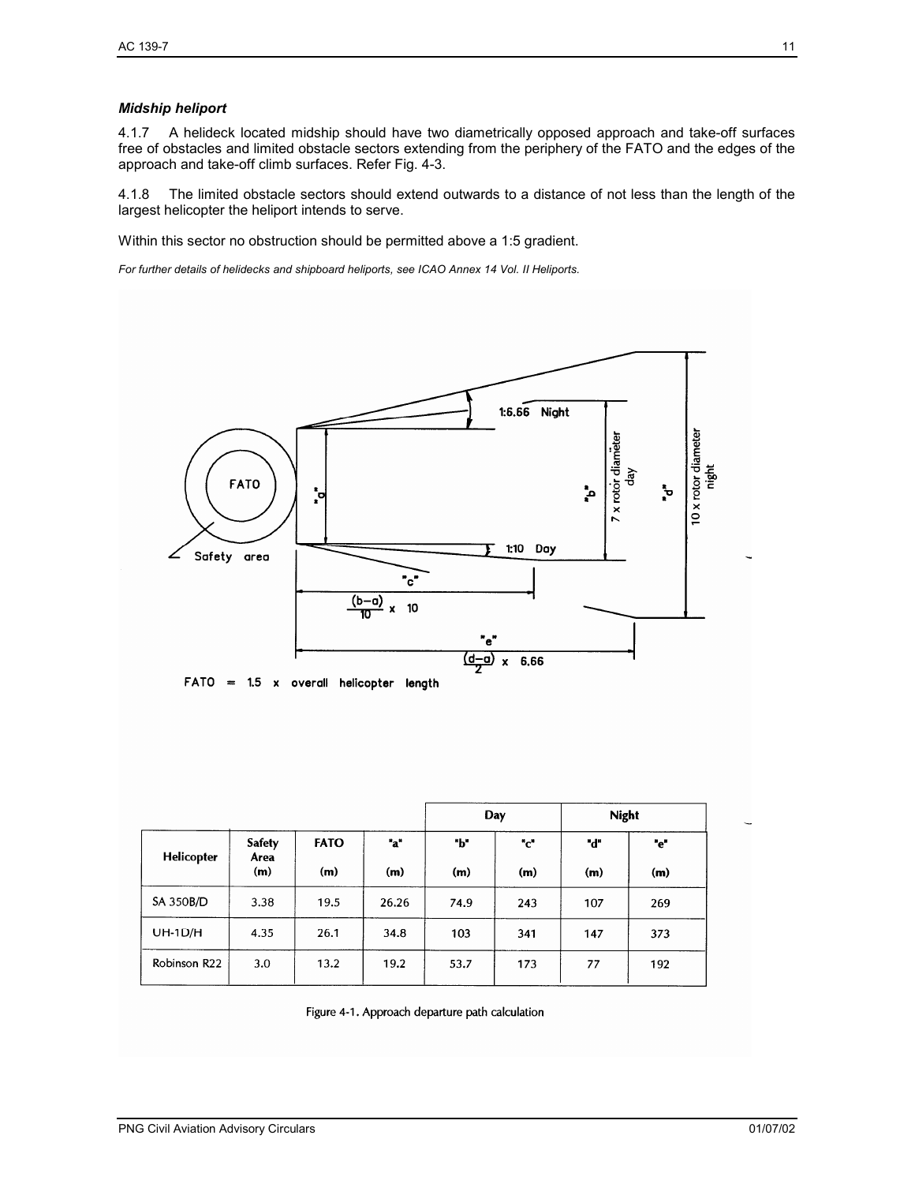### *Midship heliport*

4.1.7 A helideck located midship should have two diametrically opposed approach and take-off surfaces free of obstacles and limited obstacle sectors extending from the periphery of the FATO and the edges of the approach and take-off climb surfaces. Refer Fig. 4-3.

4.1.8 The limited obstacle sectors should extend outwards to a distance of not less than the length of the largest helicopter the heliport intends to serve.

Within this sector no obstruction should be permitted above a 1:5 gradient.

*For further details of helidecks and shipboard heliports, see ICAO Annex 14 Vol. II Heliports.*

FATO = 1.5 x overall helicopter length

"c" = $\frac{(b-a)}{10} \times 10$

"e" = $\frac{(d-a)}{2} \times 6.66$

"b" = 7 x rotor diameter day; "d" = 10 x rotor diameter night; 1:10 Day; 1:6.66 Night

| Helicopter | Safety Area (m) | FATO (m) | "a" (m) | Day "b" (m) | Day "c" (m) | Night "d" (m) | Night "e" (m) |
|---|---|---|---|---|---|---|---|
| SA 350B/D | 3.38 | 19.5 | 26.26 | 74.9 | 243 | 107 | 269 |
| UH-1D/H | 4.35 | 26.1 | 34.8 | 103 | 341 | 147 | 373 |
| Robinson R22 | 3.0 | 13.2 | 19.2 | 53.7 | 173 | 77 | 192 |

Figure 4-1. Approach departure path calculation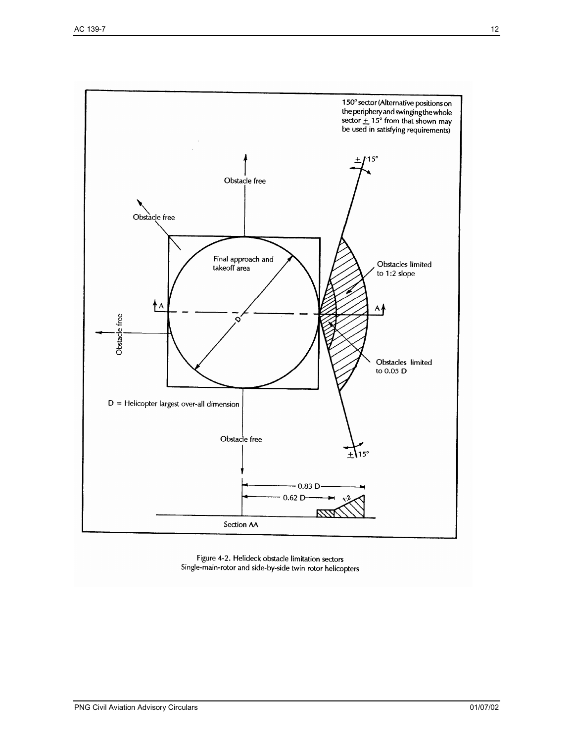150° sector (Alternative positions on the periphery and swinging the whole sector ± 15° from that shown may be used in satisfying requirements)

± 15°

Obstacle free

Obstacle free

Final approach and takeoff area

Obstacles limited to 1:2 slope

A

A

D

Obstacle free

Obstacles limited to 0.05 D

D = Helicopter largest over-all dimension

Obstacle free

± 15°

0.83 D

0.62 D

1:2

Section AA

Figure 4-2. Helideck obstacle limitation sectors
Single-main-rotor and side-by-side twin rotor helicopters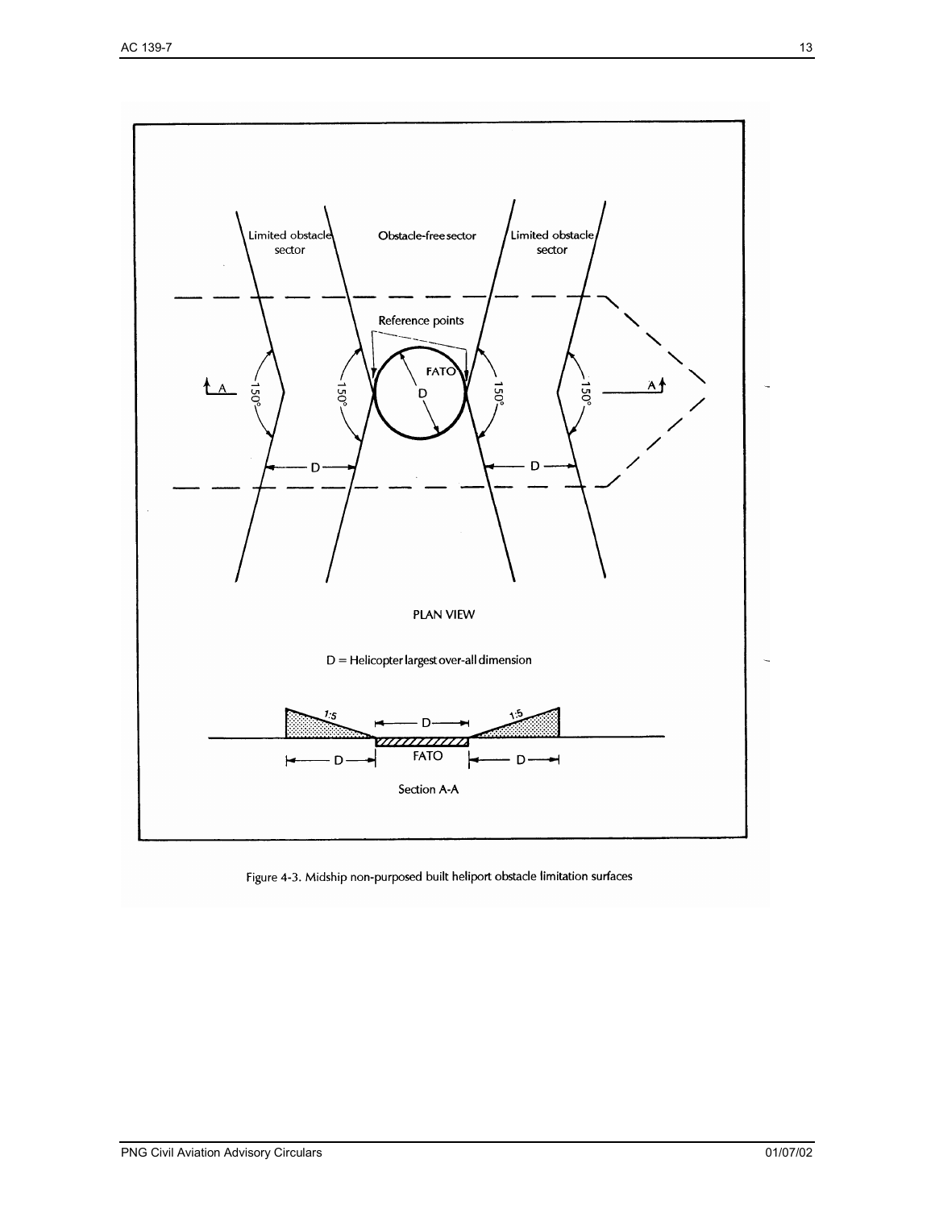Limited obstacle sector

Obstacle-free sector

Limited obstacle sector

Reference points

FATO

D

150°

150°

150°

150°

A

A

D

D

PLAN VIEW

D = Helicopter largest over-all dimension

1:5

1:5

D

FATO

D

D

Section A-A

Figure 4-3. Midship non-purposed built heliport obstacle limitation surfaces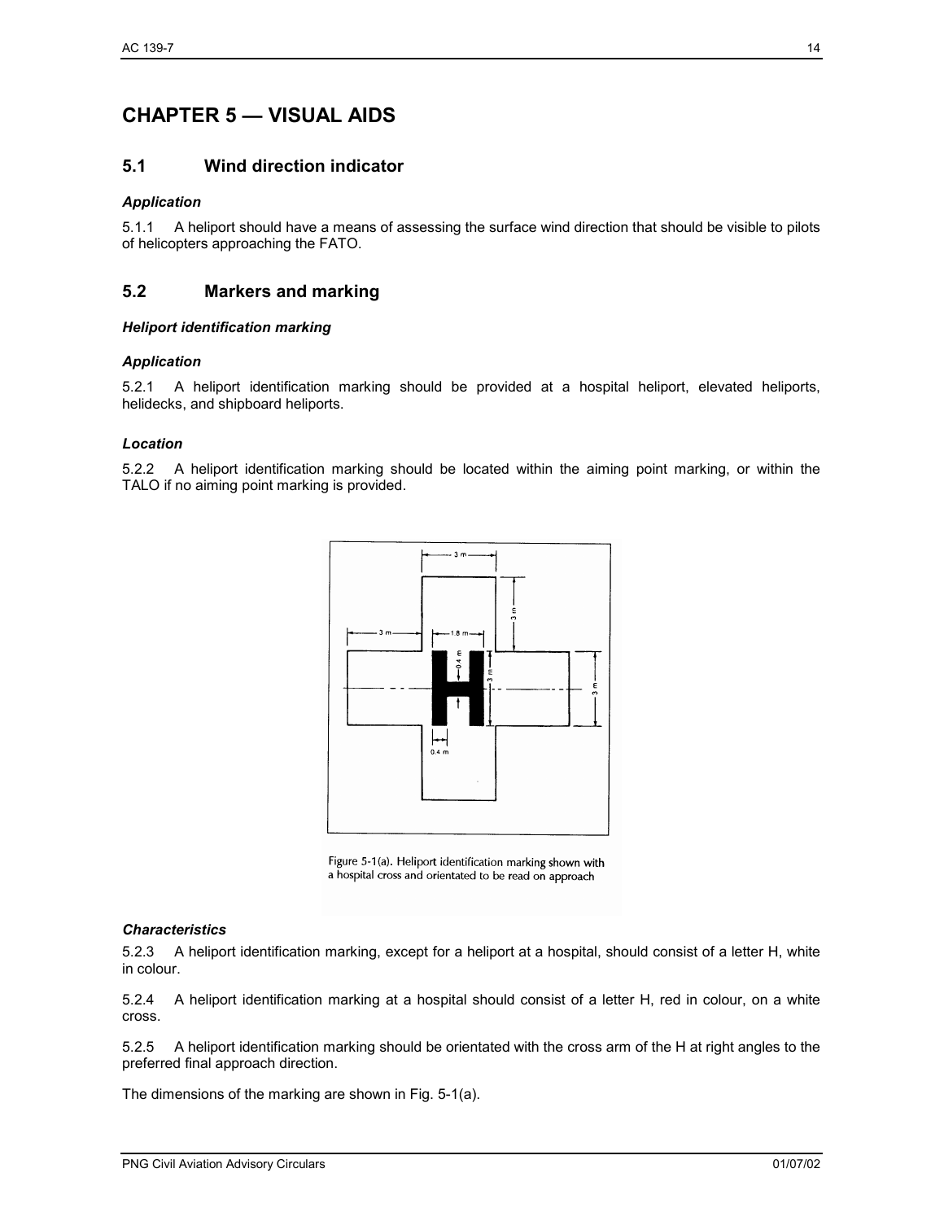# CHAPTER 5 — VISUAL AIDS

## 5.1 Wind direction indicator

***Application***

5.1.1 A heliport should have a means of assessing the surface wind direction that should be visible to pilots of helicopters approaching the FATO.

## 5.2 Markers and marking

***Heliport identification marking***

***Application***

5.2.1 A heliport identification marking should be provided at a hospital heliport, elevated heliports, helidecks, and shipboard heliports.

***Location***

5.2.2 A heliport identification marking should be located within the aiming point marking, or within the TALO if no aiming point marking is provided.

Figure 5-1(a). Heliport identification marking shown with a hospital cross and orientated to be read on approach

***Characteristics***

5.2.3 A heliport identification marking, except for a heliport at a hospital, should consist of a letter H, white in colour.

5.2.4 A heliport identification marking at a hospital should consist of a letter H, red in colour, on a white cross.

5.2.5 A heliport identification marking should be orientated with the cross arm of the H at right angles to the preferred final approach direction.

The dimensions of the marking are shown in Fig. 5-1(a).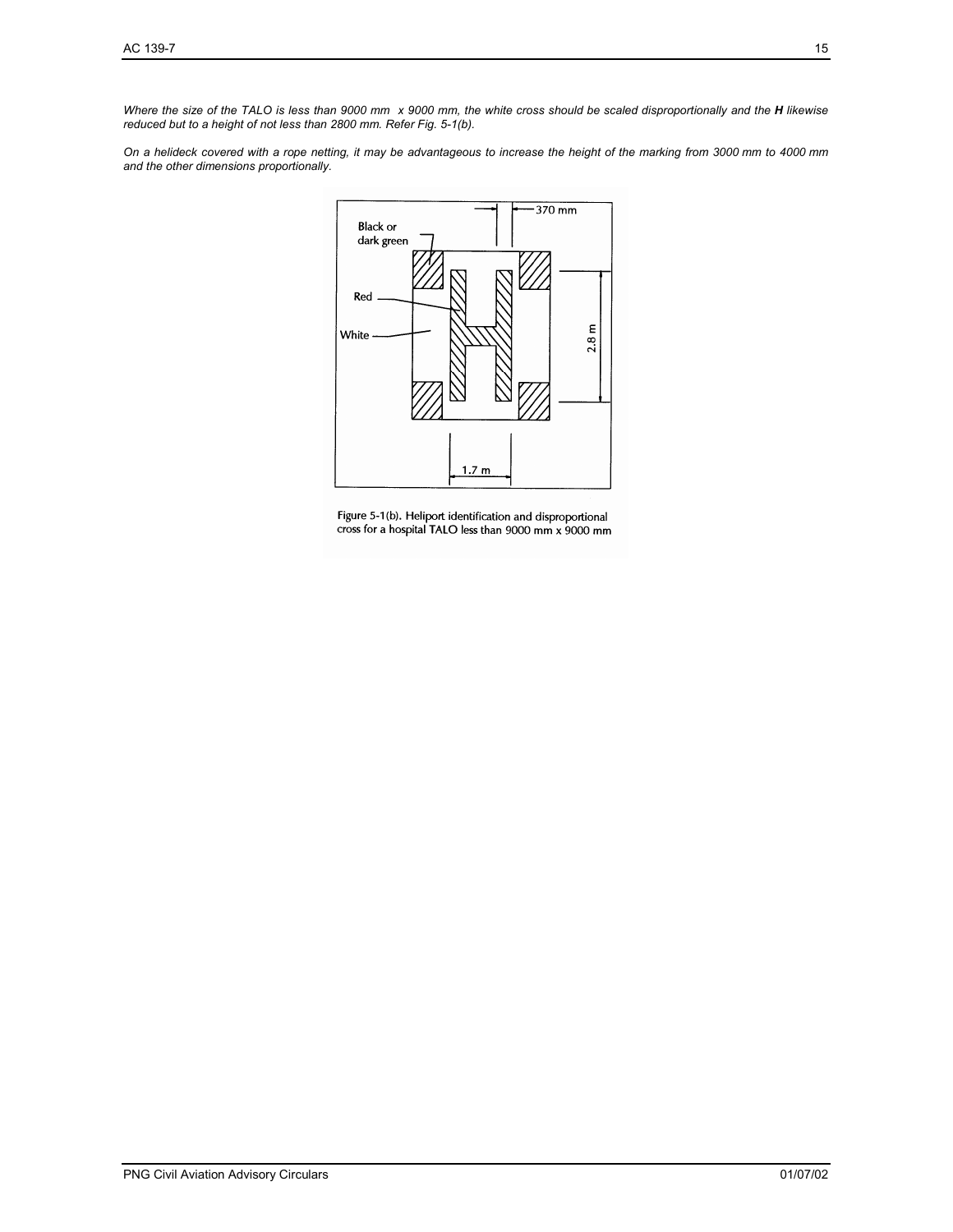*Where the size of the TALO is less than 9000 mm x 9000 mm, the white cross should be scaled disproportionally and the **H** likewise reduced but to a height of not less than 2800 mm. Refer Fig. 5-1(b).*

*On a helideck covered with a rope netting, it may be advantageous to increase the height of the marking from 3000 mm to 4000 mm and the other dimensions proportionally.*

Figure 5-1(b). Heliport identification and disproportional cross for a hospital TALO less than 9000 mm x 9000 mm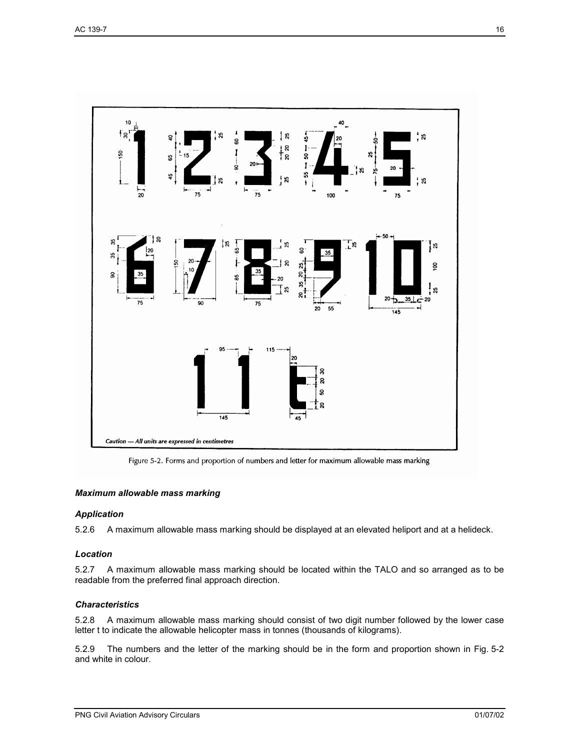Caution — All units are expressed in centimetres

Figure 5-2. Forms and proportion of numbers and letter for maximum allowable mass marking

***Maximum allowable mass marking***

***Application***

5.2.6 A maximum allowable mass marking should be displayed at an elevated heliport and at a helideck.

***Location***

5.2.7 A maximum allowable mass marking should be located within the TALO and so arranged as to be readable from the preferred final approach direction.

***Characteristics***

5.2.8 A maximum allowable mass marking should consist of two digit number followed by the lower case letter t to indicate the allowable helicopter mass in tonnes (thousands of kilograms).

5.2.9 The numbers and the letter of the marking should be in the form and proportion shown in Fig. 5-2 and white in colour.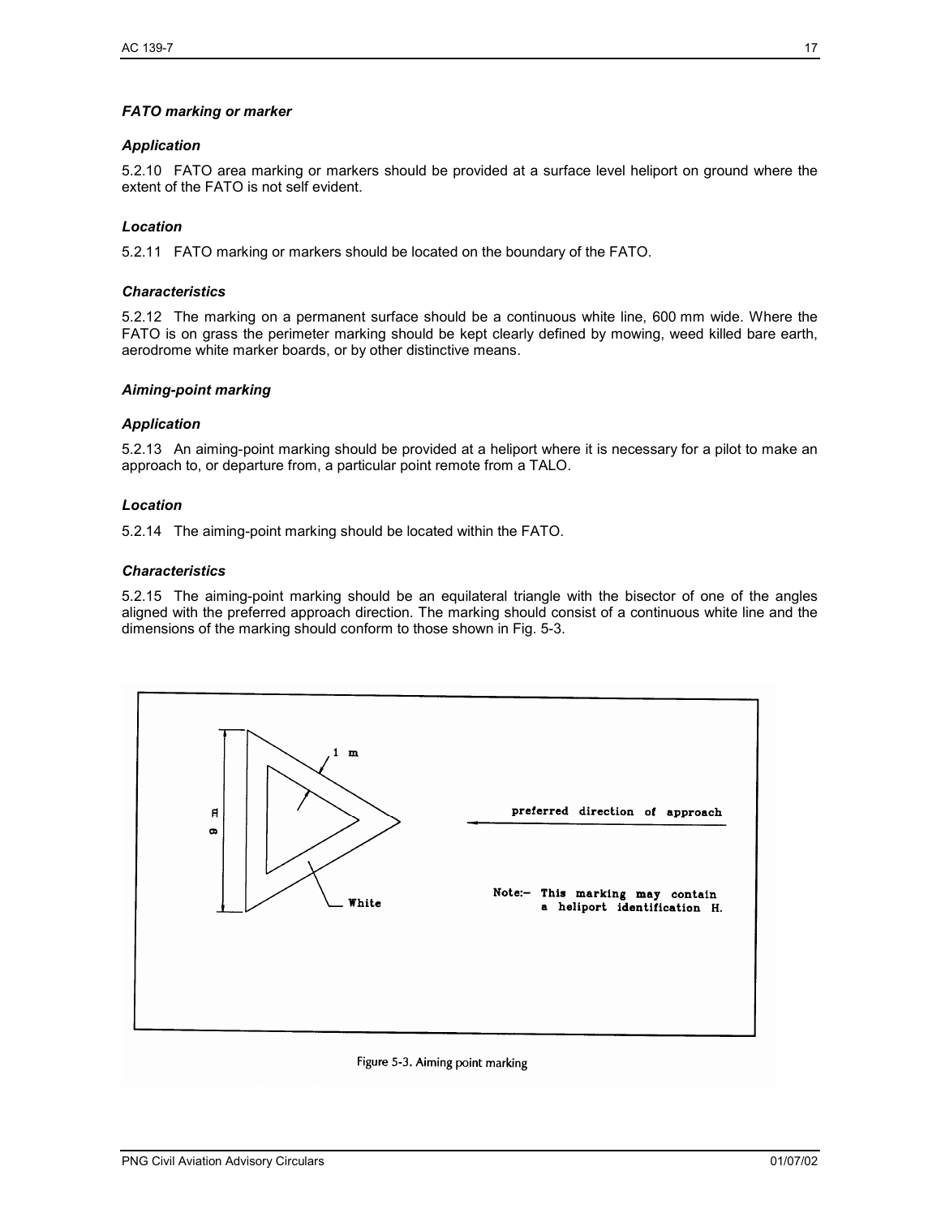### *FATO marking or marker*

#### *Application*

5.2.10 FATO area marking or markers should be provided at a surface level heliport on ground where the extent of the FATO is not self evident.

#### *Location*

5.2.11 FATO marking or markers should be located on the boundary of the FATO.

#### *Characteristics*

5.2.12 The marking on a permanent surface should be a continuous white line, 600 mm wide. Where the FATO is on grass the perimeter marking should be kept clearly defined by mowing, weed killed bare earth, aerodrome white marker boards, or by other distinctive means.

### *Aiming-point marking*

#### *Application*

5.2.13 An aiming-point marking should be provided at a heliport where it is necessary for a pilot to make an approach to, or departure from, a particular point remote from a TALO.

#### *Location*

5.2.14 The aiming-point marking should be located within the FATO.

#### *Characteristics*

5.2.15 The aiming-point marking should be an equilateral triangle with the bisector of one of the angles aligned with the preferred approach direction. The marking should consist of a continuous white line and the dimensions of the marking should conform to those shown in Fig. 5-3.

Figure 5-3. Aiming point marking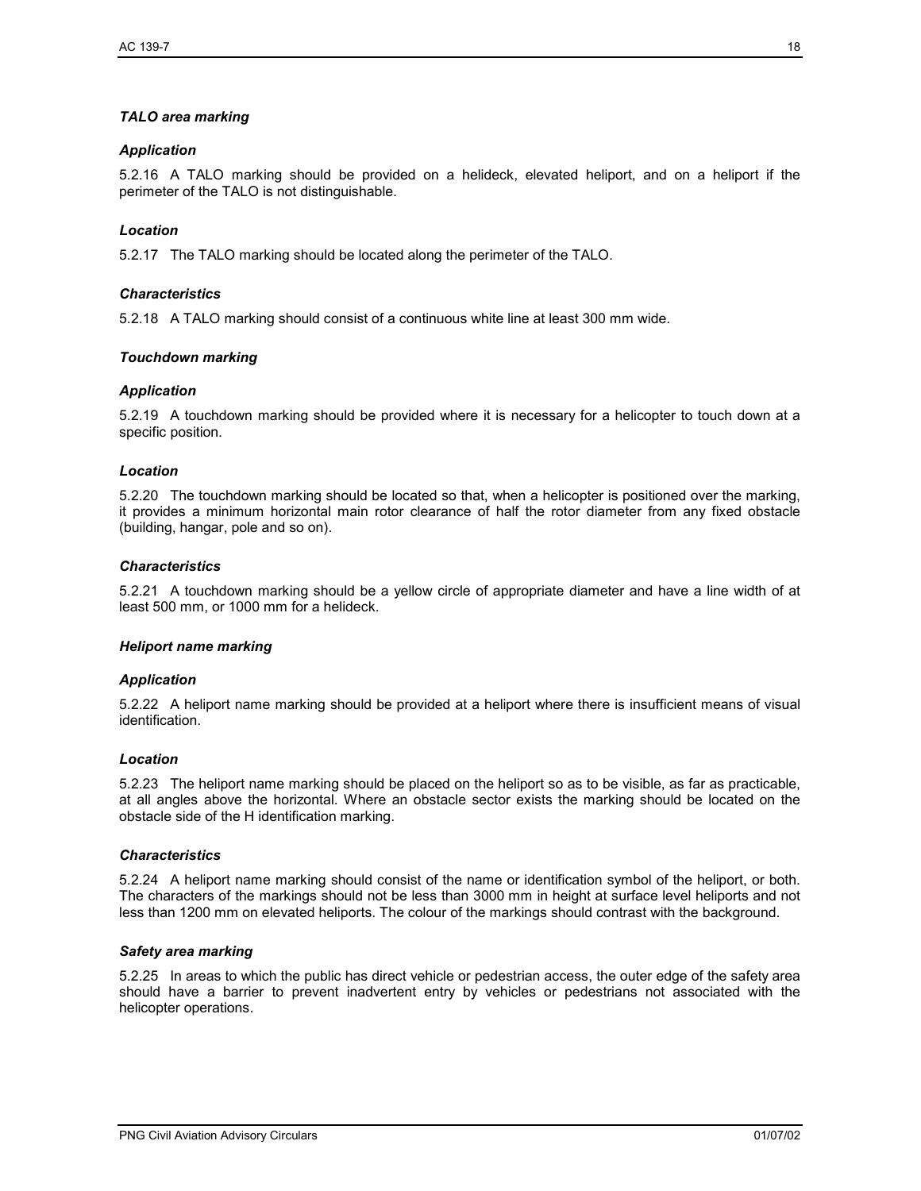### *TALO area marking*

#### *Application*

5.2.16 A TALO marking should be provided on a helideck, elevated heliport, and on a heliport if the perimeter of the TALO is not distinguishable.

#### *Location*

5.2.17 The TALO marking should be located along the perimeter of the TALO.

#### *Characteristics*

5.2.18 A TALO marking should consist of a continuous white line at least 300 mm wide.

### *Touchdown marking*

#### *Application*

5.2.19 A touchdown marking should be provided where it is necessary for a helicopter to touch down at a specific position.

#### *Location*

5.2.20 The touchdown marking should be located so that, when a helicopter is positioned over the marking, it provides a minimum horizontal main rotor clearance of half the rotor diameter from any fixed obstacle (building, hangar, pole and so on).

#### *Characteristics*

5.2.21 A touchdown marking should be a yellow circle of appropriate diameter and have a line width of at least 500 mm, or 1000 mm for a helideck.

### *Heliport name marking*

#### *Application*

5.2.22 A heliport name marking should be provided at a heliport where there is insufficient means of visual identification.

#### *Location*

5.2.23 The heliport name marking should be placed on the heliport so as to be visible, as far as practicable, at all angles above the horizontal. Where an obstacle sector exists the marking should be located on the obstacle side of the H identification marking.

#### *Characteristics*

5.2.24 A heliport name marking should consist of the name or identification symbol of the heliport, or both. The characters of the markings should not be less than 3000 mm in height at surface level heliports and not less than 1200 mm on elevated heliports. The colour of the markings should contrast with the background.

### *Safety area marking*

5.2.25 In areas to which the public has direct vehicle or pedestrian access, the outer edge of the safety area should have a barrier to prevent inadvertent entry by vehicles or pedestrians not associated with the helicopter operations.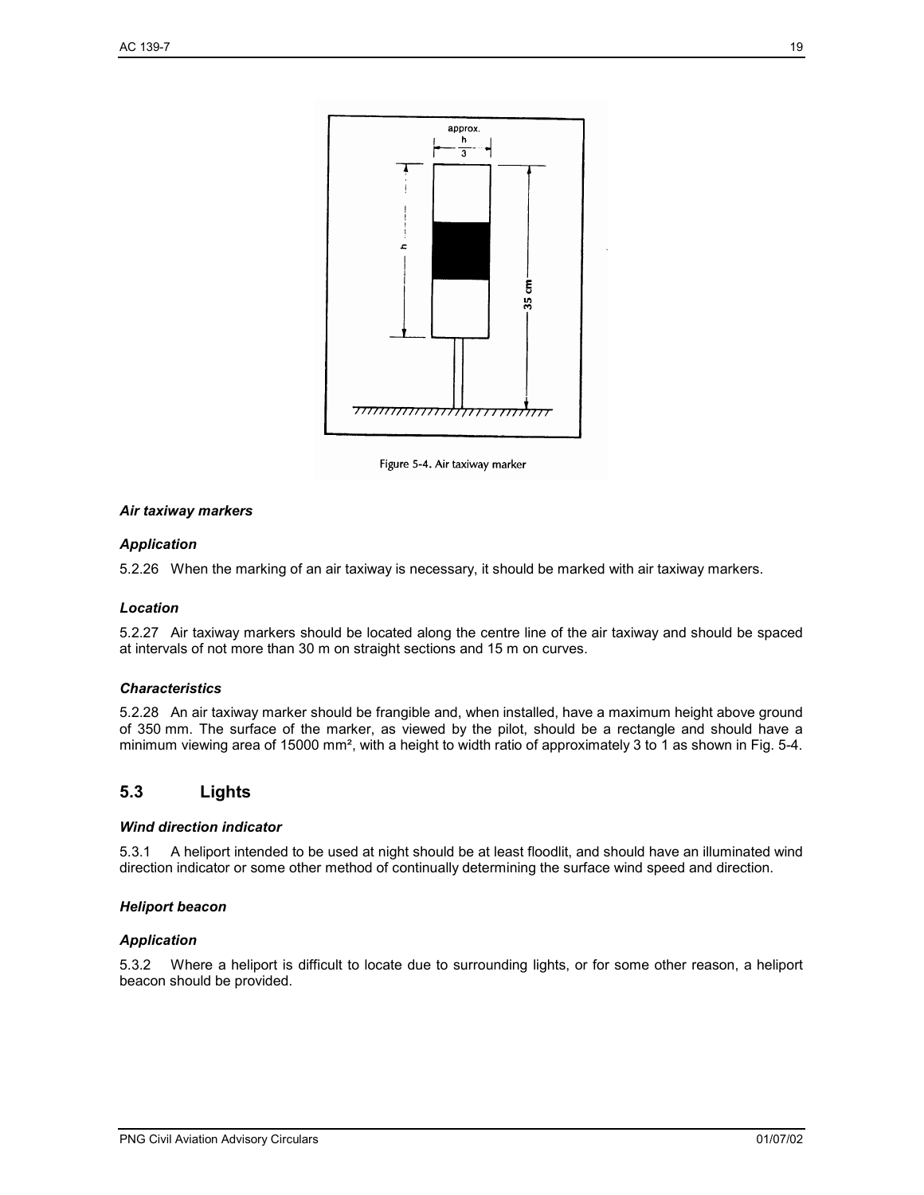Figure 5-4. Air taxiway marker

### *Air taxiway markers*

#### *Application*

5.2.26 When the marking of an air taxiway is necessary, it should be marked with air taxiway markers.

#### *Location*

5.2.27 Air taxiway markers should be located along the centre line of the air taxiway and should be spaced at intervals of not more than 30 m on straight sections and 15 m on curves.

#### *Characteristics*

5.2.28 An air taxiway marker should be frangible and, when installed, have a maximum height above ground of 350 mm. The surface of the marker, as viewed by the pilot, should be a rectangle and should have a minimum viewing area of 15000 mm², with a height to width ratio of approximately 3 to 1 as shown in Fig. 5-4.

## 5.3 Lights

### *Wind direction indicator*

5.3.1 A heliport intended to be used at night should be at least floodlit, and should have an illuminated wind direction indicator or some other method of continually determining the surface wind speed and direction.

### *Heliport beacon*

#### *Application*

5.3.2 Where a heliport is difficult to locate due to surrounding lights, or for some other reason, a heliport beacon should be provided.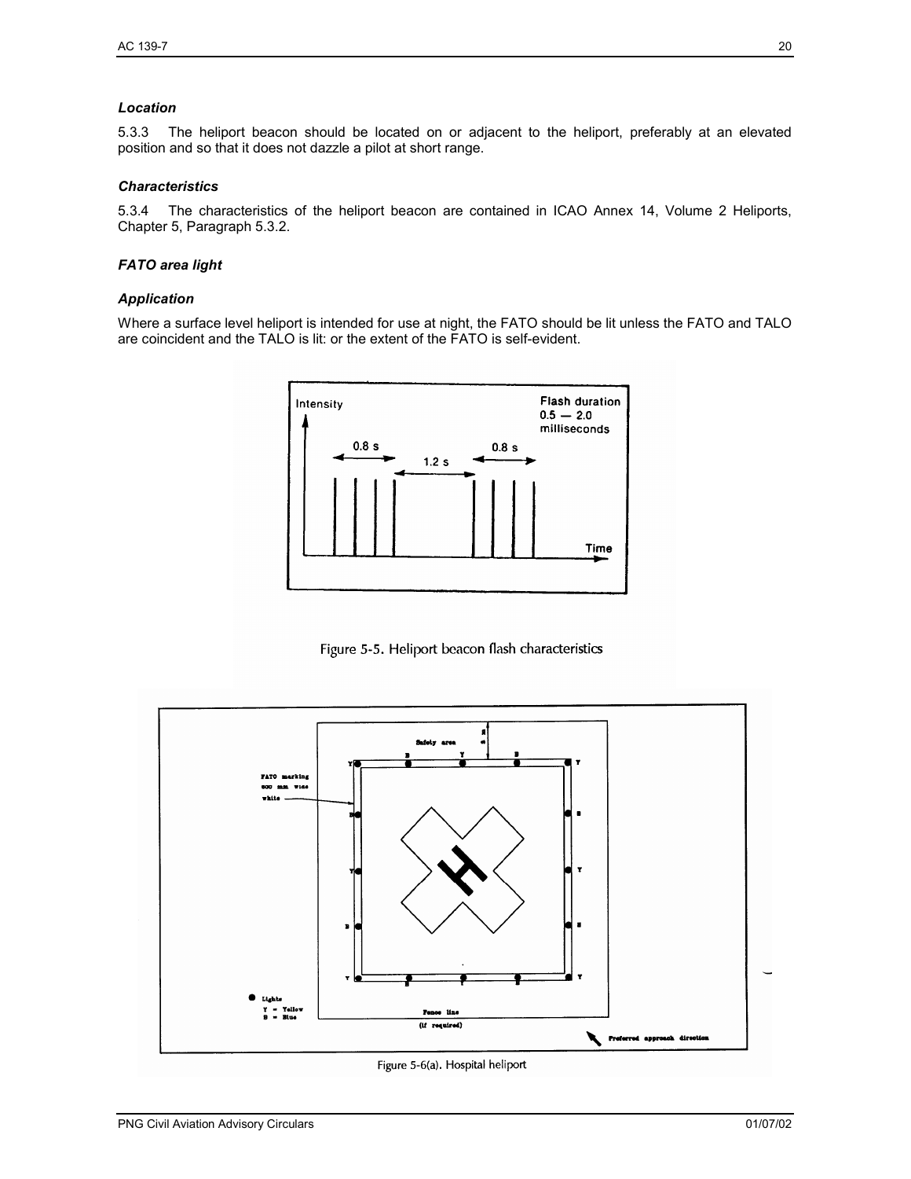### *Location*

5.3.3 The heliport beacon should be located on or adjacent to the heliport, preferably at an elevated position and so that it does not dazzle a pilot at short range.

### *Characteristics*

5.3.4 The characteristics of the heliport beacon are contained in ICAO Annex 14, Volume 2 Heliports, Chapter 5, Paragraph 5.3.2.

### *FATO area light*

### *Application*

Where a surface level heliport is intended for use at night, the FATO should be lit unless the FATO and TALO are coincident and the TALO is lit: or the extent of the FATO is self-evident.

Figure 5-5. Heliport beacon flash characteristics

Figure 5-6(a). Hospital heliport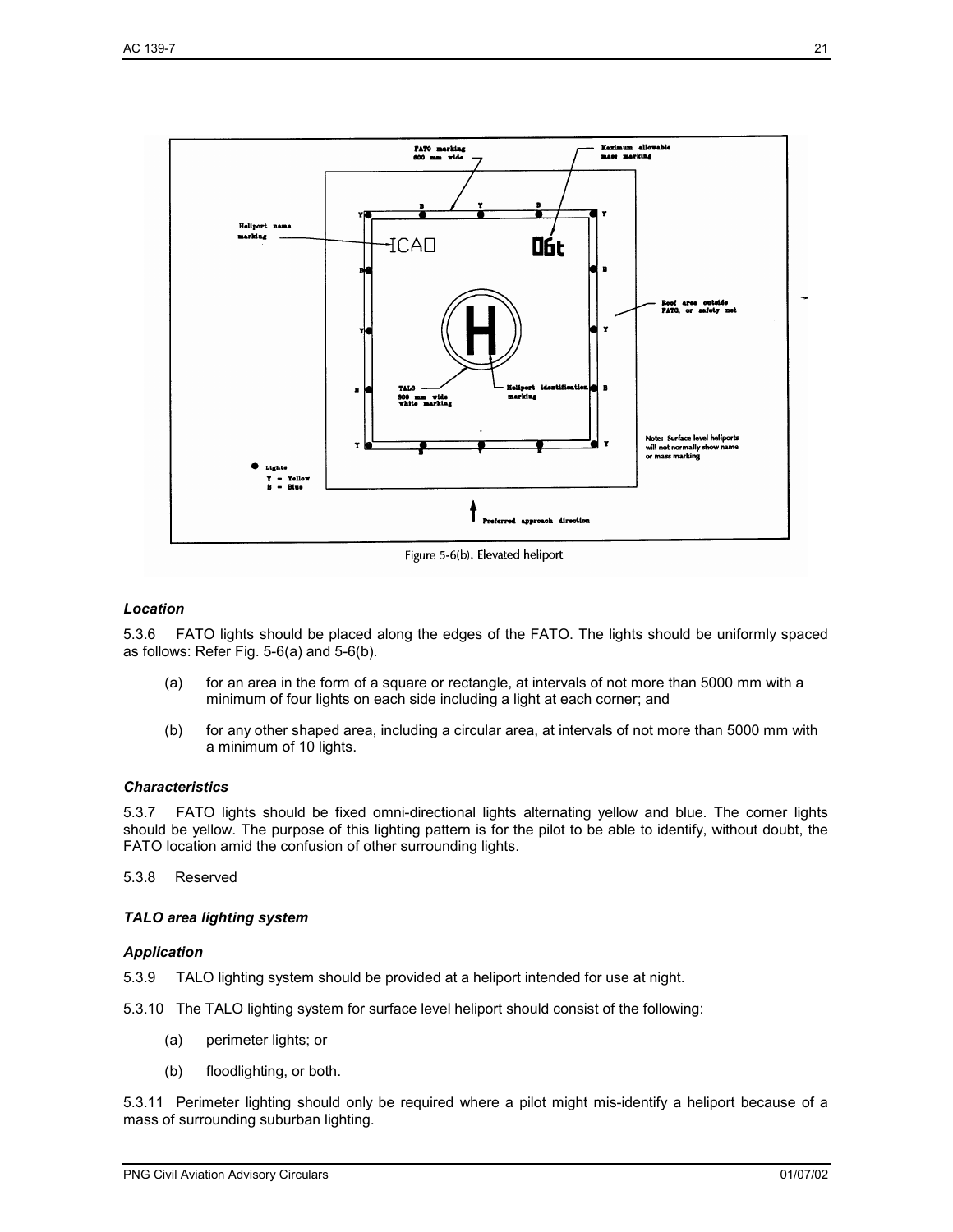Figure 5-6(b). Elevated heliport

### *Location*

5.3.6 FATO lights should be placed along the edges of the FATO. The lights should be uniformly spaced as follows: Refer Fig. 5-6(a) and 5-6(b).

(a) for an area in the form of a square or rectangle, at intervals of not more than 5000 mm with a minimum of four lights on each side including a light at each corner; and

(b) for any other shaped area, including a circular area, at intervals of not more than 5000 mm with a minimum of 10 lights.

### *Characteristics*

5.3.7 FATO lights should be fixed omni-directional lights alternating yellow and blue. The corner lights should be yellow. The purpose of this lighting pattern is for the pilot to be able to identify, without doubt, the FATO location amid the confusion of other surrounding lights.

5.3.8 Reserved

### *TALO area lighting system*

### *Application*

5.3.9 TALO lighting system should be provided at a heliport intended for use at night.

5.3.10 The TALO lighting system for surface level heliport should consist of the following:

(a) perimeter lights; or

(b) floodlighting, or both.

5.3.11 Perimeter lighting should only be required where a pilot might mis-identify a heliport because of a mass of surrounding suburban lighting.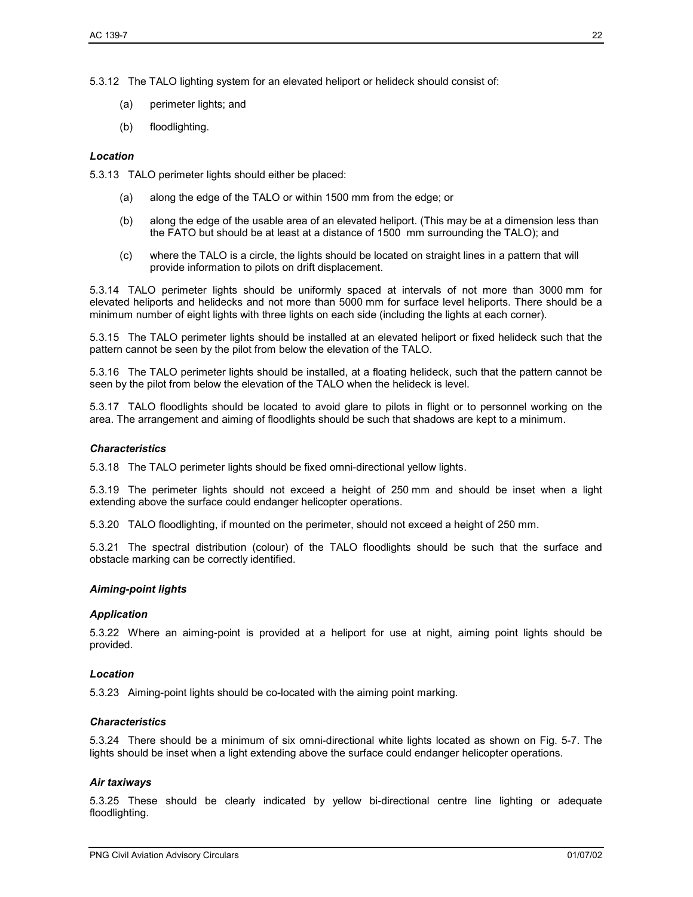5.3.12 The TALO lighting system for an elevated heliport or helideck should consist of:

(a) perimeter lights; and

(b) floodlighting.

***Location***

5.3.13 TALO perimeter lights should either be placed:

(a) along the edge of the TALO or within 1500 mm from the edge; or

(b) along the edge of the usable area of an elevated heliport. (This may be at a dimension less than the FATO but should be at least at a distance of 1500 mm surrounding the TALO); and

(c) where the TALO is a circle, the lights should be located on straight lines in a pattern that will provide information to pilots on drift displacement.

5.3.14 TALO perimeter lights should be uniformly spaced at intervals of not more than 3000 mm for elevated heliports and helidecks and not more than 5000 mm for surface level heliports. There should be a minimum number of eight lights with three lights on each side (including the lights at each corner).

5.3.15 The TALO perimeter lights should be installed at an elevated heliport or fixed helideck such that the pattern cannot be seen by the pilot from below the elevation of the TALO.

5.3.16 The TALO perimeter lights should be installed, at a floating helideck, such that the pattern cannot be seen by the pilot from below the elevation of the TALO when the helideck is level.

5.3.17 TALO floodlights should be located to avoid glare to pilots in flight or to personnel working on the area. The arrangement and aiming of floodlights should be such that shadows are kept to a minimum.

***Characteristics***

5.3.18 The TALO perimeter lights should be fixed omni-directional yellow lights.

5.3.19 The perimeter lights should not exceed a height of 250 mm and should be inset when a light extending above the surface could endanger helicopter operations.

5.3.20 TALO floodlighting, if mounted on the perimeter, should not exceed a height of 250 mm.

5.3.21 The spectral distribution (colour) of the TALO floodlights should be such that the surface and obstacle marking can be correctly identified.

***Aiming-point lights***

***Application***

5.3.22 Where an aiming-point is provided at a heliport for use at night, aiming point lights should be provided.

***Location***

5.3.23 Aiming-point lights should be co-located with the aiming point marking.

***Characteristics***

5.3.24 There should be a minimum of six omni-directional white lights located as shown on Fig. 5-7. The lights should be inset when a light extending above the surface could endanger helicopter operations.

***Air taxiways***

5.3.25 These should be clearly indicated by yellow bi-directional centre line lighting or adequate floodlighting.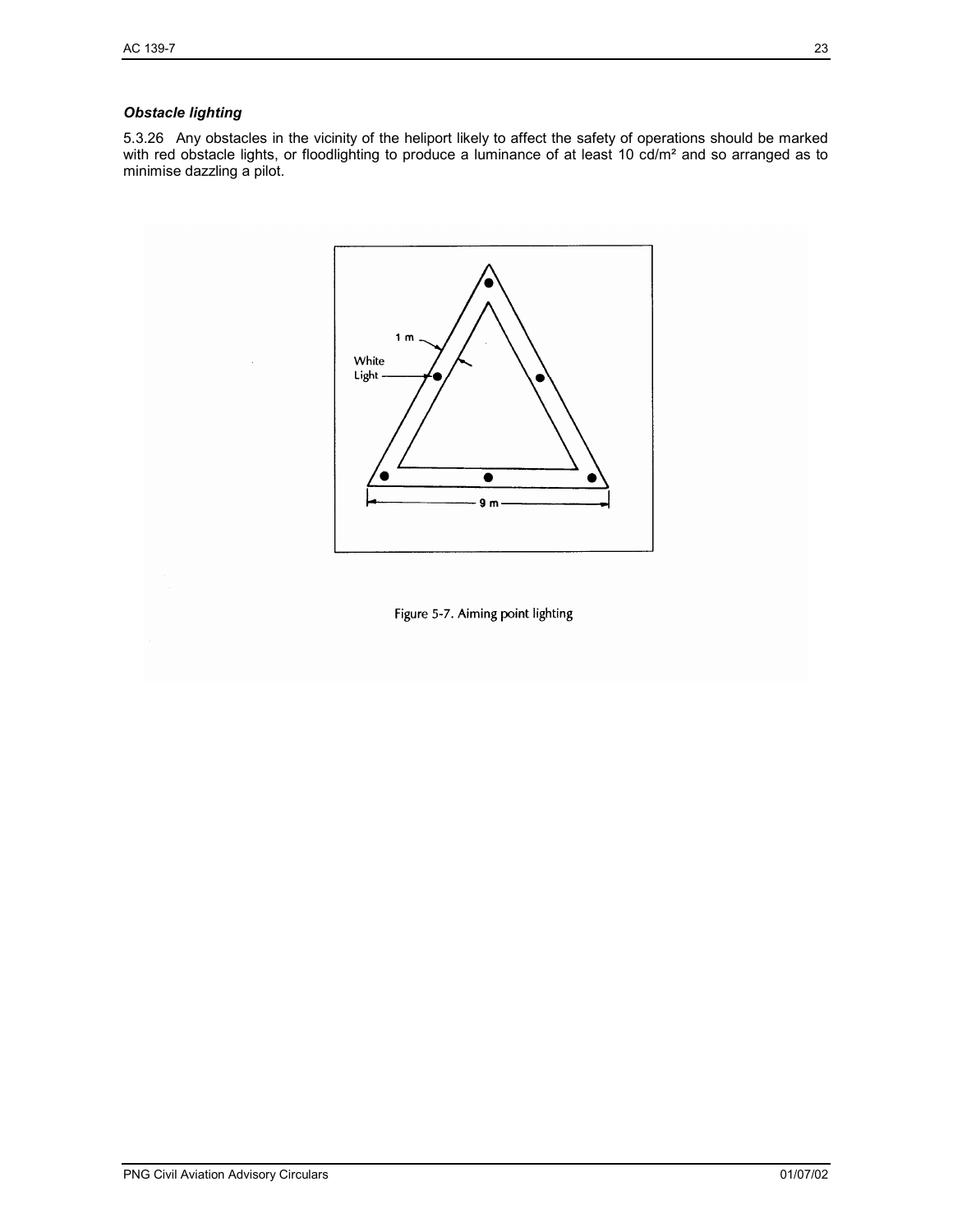### *Obstacle lighting*

5.3.26 Any obstacles in the vicinity of the heliport likely to affect the safety of operations should be marked with red obstacle lights, or floodlighting to produce a luminance of at least 10 cd/m² and so arranged as to minimise dazzling a pilot.

Figure 5-7. Aiming point lighting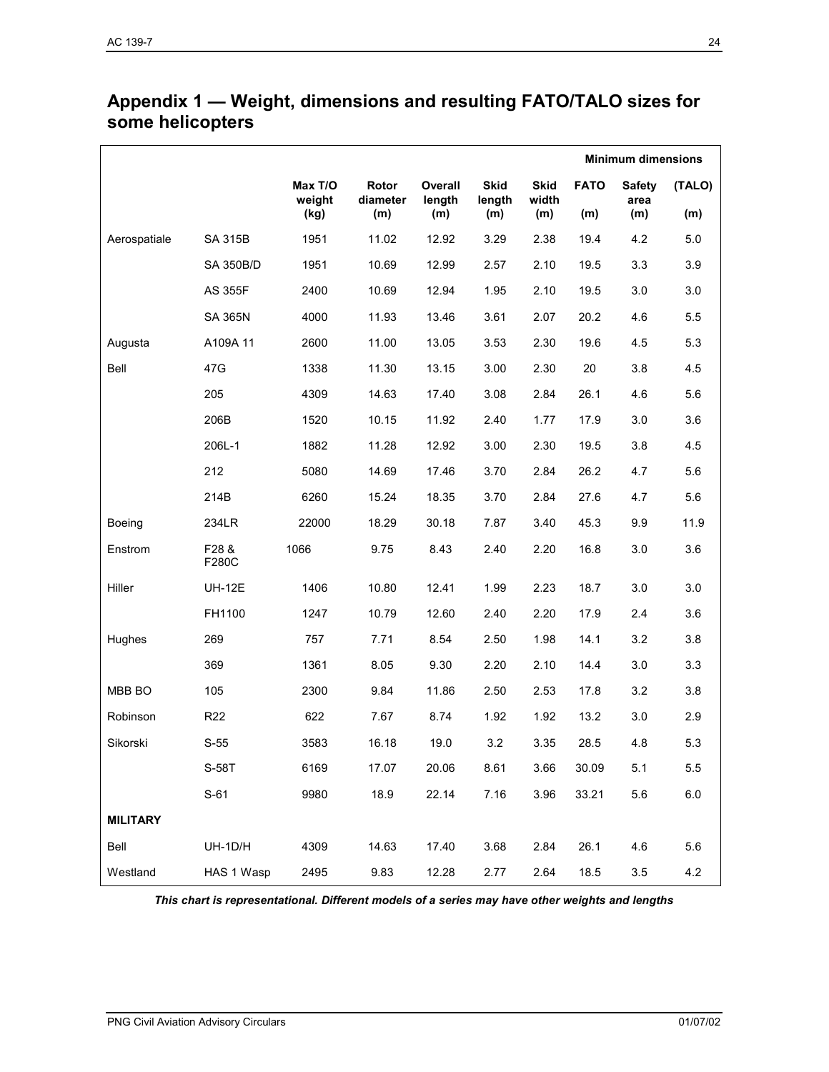# Appendix 1 — Weight, dimensions and resulting FATO/TALO sizes for some helicopters

| | | | | | | | Minimum dimensions | | |
|---|---|---|---|---|---|---|---|---|---|
| | | Max T/O weight (kg) | Rotor diameter (m) | Overall length (m) | Skid length (m) | Skid width (m) | FATO (m) | Safety area (m) | (TALO) (m) |
| Aerospatiale | SA 315B | 1951 | 11.02 | 12.92 | 3.29 | 2.38 | 19.4 | 4.2 | 5.0 |
| | SA 350B/D | 1951 | 10.69 | 12.99 | 2.57 | 2.10 | 19.5 | 3.3 | 3.9 |
| | AS 355F | 2400 | 10.69 | 12.94 | 1.95 | 2.10 | 19.5 | 3.0 | 3.0 |
| | SA 365N | 4000 | 11.93 | 13.46 | 3.61 | 2.07 | 20.2 | 4.6 | 5.5 |
| Augusta | A109A 11 | 2600 | 11.00 | 13.05 | 3.53 | 2.30 | 19.6 | 4.5 | 5.3 |
| Bell | 47G | 1338 | 11.30 | 13.15 | 3.00 | 2.30 | 20 | 3.8 | 4.5 |
| | 205 | 4309 | 14.63 | 17.40 | 3.08 | 2.84 | 26.1 | 4.6 | 5.6 |
| | 206B | 1520 | 10.15 | 11.92 | 2.40 | 1.77 | 17.9 | 3.0 | 3.6 |
| | 206L-1 | 1882 | 11.28 | 12.92 | 3.00 | 2.30 | 19.5 | 3.8 | 4.5 |
| | 212 | 5080 | 14.69 | 17.46 | 3.70 | 2.84 | 26.2 | 4.7 | 5.6 |
| | 214B | 6260 | 15.24 | 18.35 | 3.70 | 2.84 | 27.6 | 4.7 | 5.6 |
| Boeing | 234LR | 22000 | 18.29 | 30.18 | 7.87 | 3.40 | 45.3 | 9.9 | 11.9 |
| Enstrom | F28 & F280C | 1066 | 9.75 | 8.43 | 2.40 | 2.20 | 16.8 | 3.0 | 3.6 |
| Hiller | UH-12E | 1406 | 10.80 | 12.41 | 1.99 | 2.23 | 18.7 | 3.0 | 3.0 |
| | FH1100 | 1247 | 10.79 | 12.60 | 2.40 | 2.20 | 17.9 | 2.4 | 3.6 |
| Hughes | 269 | 757 | 7.71 | 8.54 | 2.50 | 1.98 | 14.1 | 3.2 | 3.8 |
| | 369 | 1361 | 8.05 | 9.30 | 2.20 | 2.10 | 14.4 | 3.0 | 3.3 |
| MBB BO | 105 | 2300 | 9.84 | 11.86 | 2.50 | 2.53 | 17.8 | 3.2 | 3.8 |
| Robinson | R22 | 622 | 7.67 | 8.74 | 1.92 | 1.92 | 13.2 | 3.0 | 2.9 |
| Sikorski | S-55 | 3583 | 16.18 | 19.0 | 3.2 | 3.35 | 28.5 | 4.8 | 5.3 |
| | S-58T | 6169 | 17.07 | 20.06 | 8.61 | 3.66 | 30.09 | 5.1 | 5.5 |
| | S-61 | 9980 | 18.9 | 22.14 | 7.16 | 3.96 | 33.21 | 5.6 | 6.0 |
| **MILITARY** | | | | | | | | | |
| Bell | UH-1D/H | 4309 | 14.63 | 17.40 | 3.68 | 2.84 | 26.1 | 4.6 | 5.6 |
| Westland | HAS 1 Wasp | 2495 | 9.83 | 12.28 | 2.77 | 2.64 | 18.5 | 3.5 | 4.2 |

***This chart is representational. Different models of a series may have other weights and lengths***